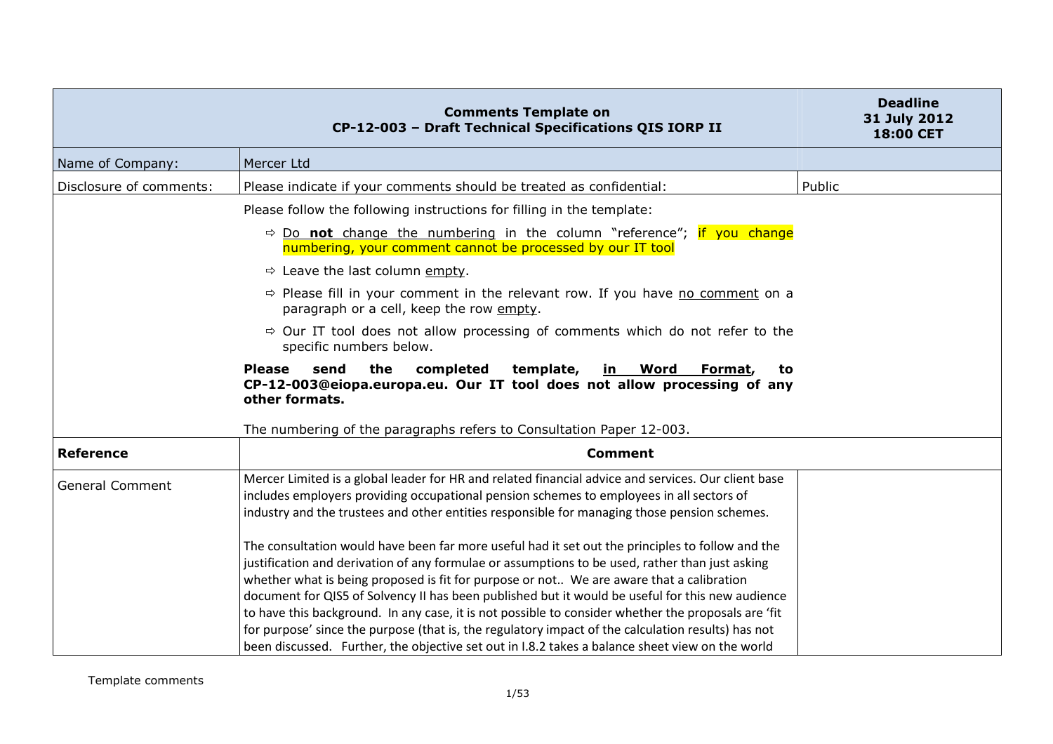| Comments Template on CP-12-003 – Draft Technical Specifications QIS IORP II | | Deadline 31 July 2012 18:00 CET |
|---|---|---|
| Name of Company: | Mercer Ltd | |
| Disclosure of comments: | Please indicate if your comments should be treated as confidential: | Public |
| | Please follow the following instructions for filling in the template:<br>⇨ Do **not** change the numbering in the column "reference"; if you change numbering, your comment cannot be processed by our IT tool<br>⇨ Leave the last column empty.<br>⇨ Please fill in your comment in the relevant row. If you have no comment on a paragraph or a cell, keep the row empty.<br>⇨ Our IT tool does not allow processing of comments which do not refer to the specific numbers below.<br>**Please send the completed template, in Word Format, to CP-12-003@eiopa.europa.eu. Our IT tool does not allow processing of any other formats.**<br>The numbering of the paragraphs refers to Consultation Paper 12-003. | |
| **Reference** | **Comment** | |
| General Comment | Mercer Limited is a global leader for HR and related financial advice and services. Our client base includes employers providing occupational pension schemes to employees in all sectors of industry and the trustees and other entities responsible for managing those pension schemes.<br><br>The consultation would have been far more useful had it set out the principles to follow and the justification and derivation of any formulae or assumptions to be used, rather than just asking whether what is being proposed is fit for purpose or not.. We are aware that a calibration document for QIS5 of Solvency II has been published but it would be useful for this new audience to have this background. In any case, it is not possible to consider whether the proposals are 'fit for purpose' since the purpose (that is, the regulatory impact of the calculation results) has not been discussed. Further, the objective set out in I.8.2 takes a balance sheet view on the world | |

Template comments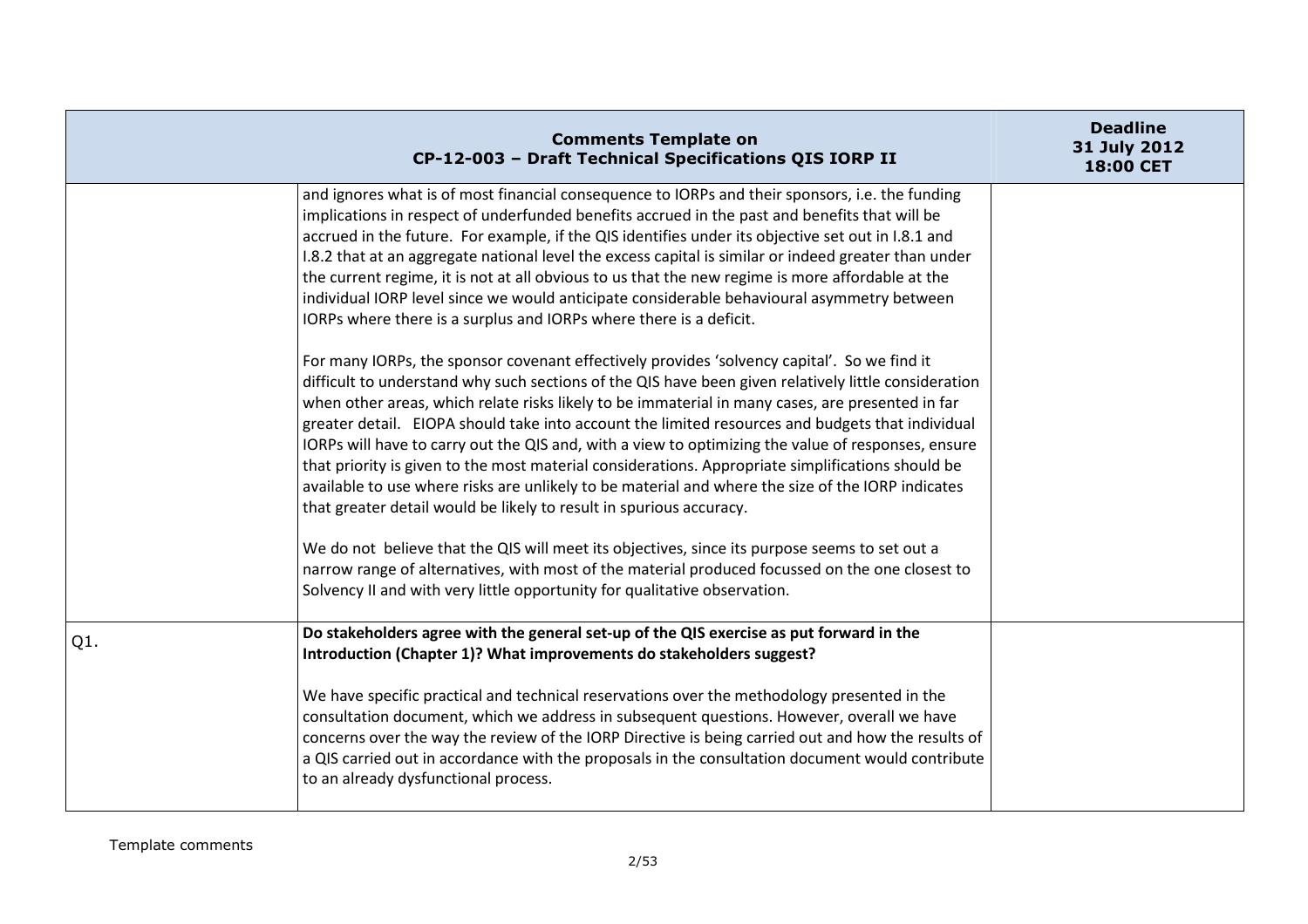| | Comments Template on CP-12-003 – Draft Technical Specifications QIS IORP II | Deadline 31 July 2012 18:00 CET |
|---|---|---|
| | and ignores what is of most financial consequence to IORPs and their sponsors, i.e. the funding implications in respect of underfunded benefits accrued in the past and benefits that will be accrued in the future. For example, if the QIS identifies under its objective set out in I.8.1 and I.8.2 that at an aggregate national level the excess capital is similar or indeed greater than under the current regime, it is not at all obvious to us that the new regime is more affordable at the individual IORP level since we would anticipate considerable behavioural asymmetry between IORPs where there is a surplus and IORPs where there is a deficit.<br><br>For many IORPs, the sponsor covenant effectively provides 'solvency capital'. So we find it difficult to understand why such sections of the QIS have been given relatively little consideration when other areas, which relate risks likely to be immaterial in many cases, are presented in far greater detail. EIOPA should take into account the limited resources and budgets that individual IORPs will have to carry out the QIS and, with a view to optimizing the value of responses, ensure that priority is given to the most material considerations. Appropriate simplifications should be available to use where risks are unlikely to be material and where the size of the IORP indicates that greater detail would be likely to result in spurious accuracy.<br><br>We do not believe that the QIS will meet its objectives, since its purpose seems to set out a narrow range of alternatives, with most of the material produced focussed on the one closest to Solvency II and with very little opportunity for qualitative observation. | |
| Q1. | **Do stakeholders agree with the general set-up of the QIS exercise as put forward in the Introduction (Chapter 1)? What improvements do stakeholders suggest?**<br><br>We have specific practical and technical reservations over the methodology presented in the consultation document, which we address in subsequent questions. However, overall we have concerns over the way the review of the IORP Directive is being carried out and how the results of a QIS carried out in accordance with the proposals in the consultation document would contribute to an already dysfunctional process. | |

Template comments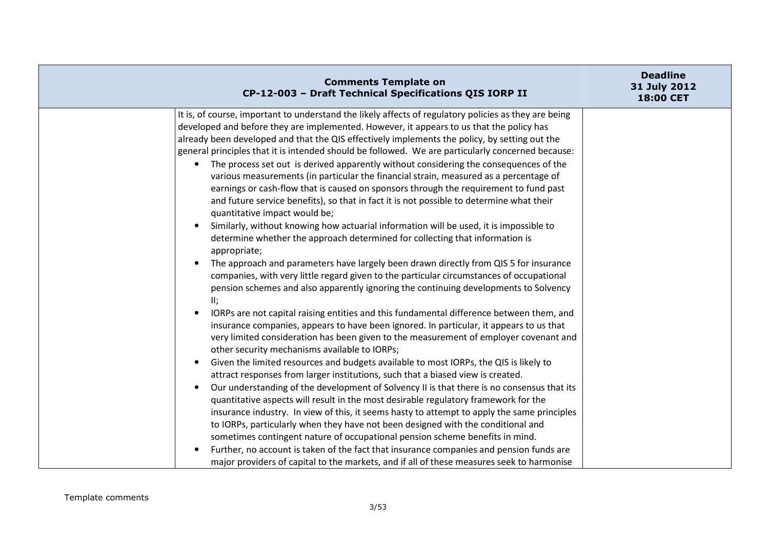| | It is, of course, important to understand the likely affects of regulatory policies as they are being developed and before they are implemented. However, it appears to us that the policy has already been developed and that the QIS effectively implements the policy, by setting out the general principles that it is intended should be followed. We are particularly concerned because:<br>• The process set out is derived apparently without considering the consequences of the various measurements (in particular the financial strain, measured as a percentage of earnings or cash-flow that is caused on sponsors through the requirement to fund past and future service benefits), so that in fact it is not possible to determine what their quantitative impact would be;<br>• Similarly, without knowing how actuarial information will be used, it is impossible to determine whether the approach determined for collecting that information is appropriate;<br>• The approach and parameters have largely been drawn directly from QIS 5 for insurance companies, with very little regard given to the particular circumstances of occupational pension schemes and also apparently ignoring the continuing developments to Solvency II;<br>• IORPs are not capital raising entities and this fundamental difference between them, and insurance companies, appears to have been ignored. In particular, it appears to us that very limited consideration has been given to the measurement of employer covenant and other security mechanisms available to IORPs;<br>• Given the limited resources and budgets available to most IORPs, the QIS is likely to attract responses from larger institutions, such that a biased view is created.<br>• Our understanding of the development of Solvency II is that there is no consensus that its quantitative aspects will result in the most desirable regulatory framework for the insurance industry. In view of this, it seems hasty to attempt to apply the same principles to IORPs, particularly when they have not been designed with the conditional and sometimes contingent nature of occupational pension scheme benefits in mind.<br>• Further, no account is taken of the fact that insurance companies and pension funds are major providers of capital to the markets, and if all of these measures seek to harmonise | |
|---|---|---|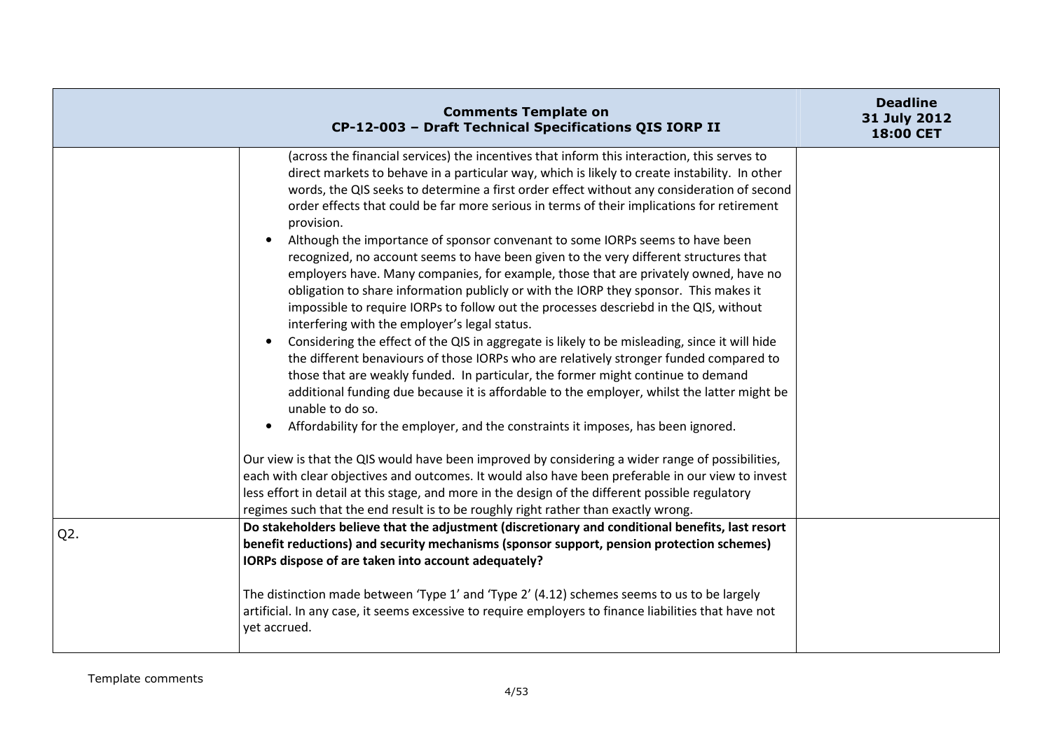| | **Comments Template on CP-12-003 – Draft Technical Specifications QIS IORP II** | **Deadline 31 July 2012 18:00 CET** |
|---|---|---|
| | (across the financial services) the incentives that inform this interaction, this serves to direct markets to behave in a particular way, which is likely to create instability. In other words, the QIS seeks to determine a first order effect without any consideration of second order effects that could be far more serious in terms of their implications for retirement provision.<br>• Although the importance of sponsor convenant to some IORPs seems to have been recognized, no account seems to have been given to the very different structures that employers have. Many companies, for example, those that are privately owned, have no obligation to share information publicly or with the IORP they sponsor. This makes it impossible to require IORPs to follow out the processes descriebd in the QIS, without interfering with the employer's legal status.<br>• Considering the effect of the QIS in aggregate is likely to be misleading, since it will hide the different benaviours of those IORPs who are relatively stronger funded compared to those that are weakly funded. In particular, the former might continue to demand additional funding due because it is affordable to the employer, whilst the latter might be unable to do so.<br>• Affordability for the employer, and the constraints it imposes, has been ignored.<br><br>Our view is that the QIS would have been improved by considering a wider range of possibilities, each with clear objectives and outcomes. It would also have been preferable in our view to invest less effort in detail at this stage, and more in the design of the different possible regulatory regimes such that the end result is to be roughly right rather than exactly wrong. | |
| Q2. | **Do stakeholders believe that the adjustment (discretionary and conditional benefits, last resort benefit reductions) and security mechanisms (sponsor support, pension protection schemes) IORPs dispose of are taken into account adequately?**<br><br>The distinction made between 'Type 1' and 'Type 2' (4.12) schemes seems to us to be largely artificial. In any case, it seems excessive to require employers to finance liabilities that have not yet accrued. | |

Template comments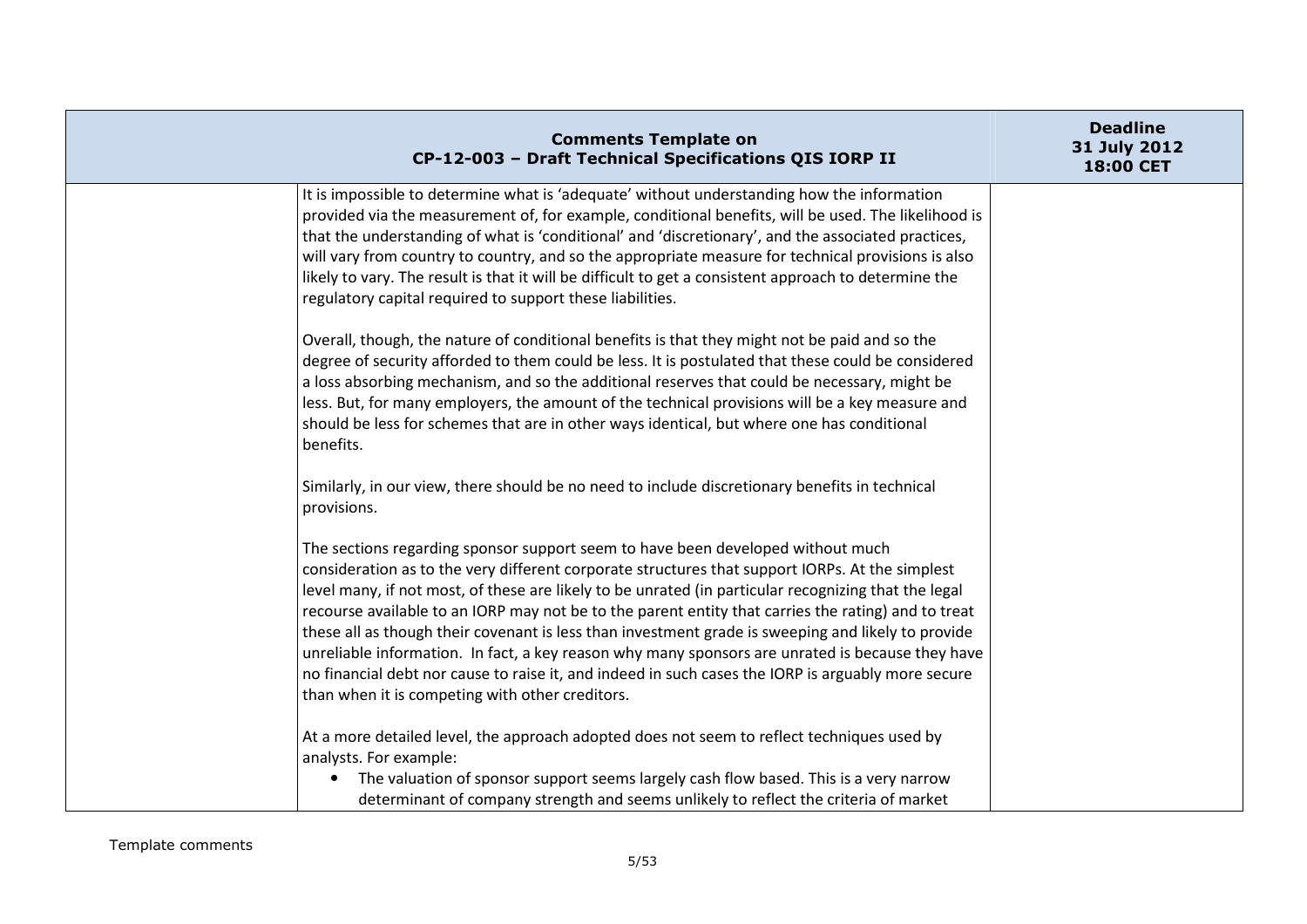| Comments Template on CP-12-003 – Draft Technical Specifications QIS IORP II | | Deadline 31 July 2012 18:00 CET |
|---|---|---|
| | It is impossible to determine what is 'adequate' without understanding how the information provided via the measurement of, for example, conditional benefits, will be used. The likelihood is that the understanding of what is 'conditional' and 'discretionary', and the associated practices, will vary from country to country, and so the appropriate measure for technical provisions is also likely to vary. The result is that it will be difficult to get a consistent approach to determine the regulatory capital required to support these liabilities.<br><br>Overall, though, the nature of conditional benefits is that they might not be paid and so the degree of security afforded to them could be less. It is postulated that these could be considered a loss absorbing mechanism, and so the additional reserves that could be necessary, might be less. But, for many employers, the amount of the technical provisions will be a key measure and should be less for schemes that are in other ways identical, but where one has conditional benefits.<br><br>Similarly, in our view, there should be no need to include discretionary benefits in technical provisions.<br><br>The sections regarding sponsor support seem to have been developed without much consideration as to the very different corporate structures that support IORPs. At the simplest level many, if not most, of these are likely to be unrated (in particular recognizing that the legal recourse available to an IORP may not be to the parent entity that carries the rating) and to treat these all as though their covenant is less than investment grade is sweeping and likely to provide unreliable information. In fact, a key reason why many sponsors are unrated is because they have no financial debt nor cause to raise it, and indeed in such cases the IORP is arguably more secure than when it is competing with other creditors.<br><br>At a more detailed level, the approach adopted does not seem to reflect techniques used by analysts. For example:<br>• The valuation of sponsor support seems largely cash flow based. This is a very narrow determinant of company strength and seems unlikely to reflect the criteria of market | |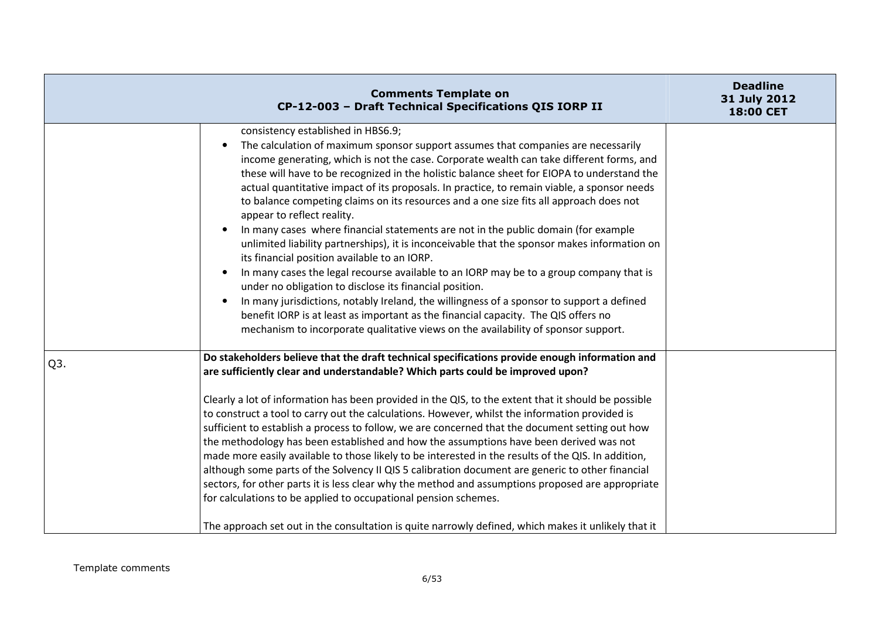| | Comments Template on CP-12-003 – Draft Technical Specifications QIS IORP II | Deadline 31 July 2012 18:00 CET |
|---|---|---|
| | consistency established in HBS6.9;<br>• The calculation of maximum sponsor support assumes that companies are necessarily income generating, which is not the case. Corporate wealth can take different forms, and these will have to be recognized in the holistic balance sheet for EIOPA to understand the actual quantitative impact of its proposals. In practice, to remain viable, a sponsor needs to balance competing claims on its resources and a one size fits all approach does not appear to reflect reality.<br>• In many cases where financial statements are not in the public domain (for example unlimited liability partnerships), it is inconceivable that the sponsor makes information on its financial position available to an IORP.<br>• In many cases the legal recourse available to an IORP may be to a group company that is under no obligation to disclose its financial position.<br>• In many jurisdictions, notably Ireland, the willingness of a sponsor to support a defined benefit IORP is at least as important as the financial capacity. The QIS offers no mechanism to incorporate qualitative views on the availability of sponsor support. | |
| Q3. | **Do stakeholders believe that the draft technical specifications provide enough information and are sufficiently clear and understandable? Which parts could be improved upon?**<br><br>Clearly a lot of information has been provided in the QIS, to the extent that it should be possible to construct a tool to carry out the calculations. However, whilst the information provided is sufficient to establish a process to follow, we are concerned that the document setting out how the methodology has been established and how the assumptions have been derived was not made more easily available to those likely to be interested in the results of the QIS. In addition, although some parts of the Solvency II QIS 5 calibration document are generic to other financial sectors, for other parts it is less clear why the method and assumptions proposed are appropriate for calculations to be applied to occupational pension schemes.<br><br>The approach set out in the consultation is quite narrowly defined, which makes it unlikely that it | |

Template comments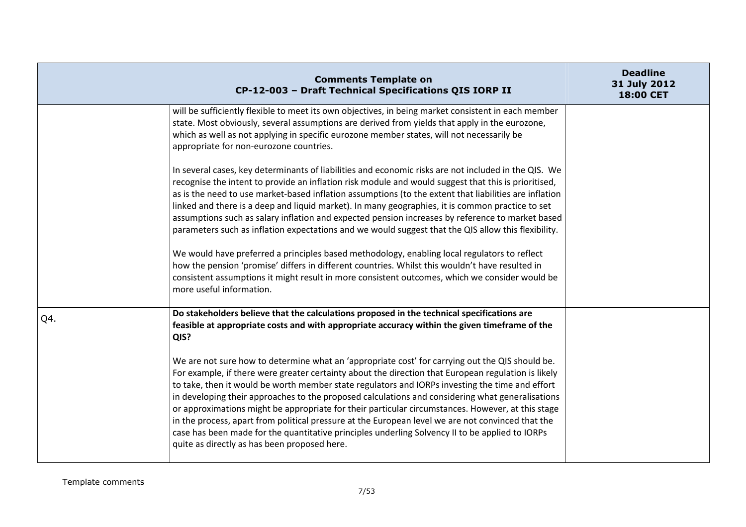| Comments Template on CP-12-003 – Draft Technical Specifications QIS IORP II | | Deadline 31 July 2012 18:00 CET |
|---|---|---|
| | will be sufficiently flexible to meet its own objectives, in being market consistent in each member state. Most obviously, several assumptions are derived from yields that apply in the eurozone, which as well as not applying in specific eurozone member states, will not necessarily be appropriate for non-eurozone countries.<br><br>In several cases, key determinants of liabilities and economic risks are not included in the QIS. We recognise the intent to provide an inflation risk module and would suggest that this is prioritised, as is the need to use market-based inflation assumptions (to the extent that liabilities are inflation linked and there is a deep and liquid market). In many geographies, it is common practice to set assumptions such as salary inflation and expected pension increases by reference to market based parameters such as inflation expectations and we would suggest that the QIS allow this flexibility.<br><br>We would have preferred a principles based methodology, enabling local regulators to reflect how the pension 'promise' differs in different countries. Whilst this wouldn't have resulted in consistent assumptions it might result in more consistent outcomes, which we consider would be more useful information. | |
| Q4. | **Do stakeholders believe that the calculations proposed in the technical specifications are feasible at appropriate costs and with appropriate accuracy within the given timeframe of the QIS?**<br><br>We are not sure how to determine what an 'appropriate cost' for carrying out the QIS should be. For example, if there were greater certainty about the direction that European regulation is likely to take, then it would be worth member state regulators and IORPs investing the time and effort in developing their approaches to the proposed calculations and considering what generalisations or approximations might be appropriate for their particular circumstances. However, at this stage in the process, apart from political pressure at the European level we are not convinced that the case has been made for the quantitative principles underling Solvency II to be applied to IORPs quite as directly as has been proposed here. | |

Template comments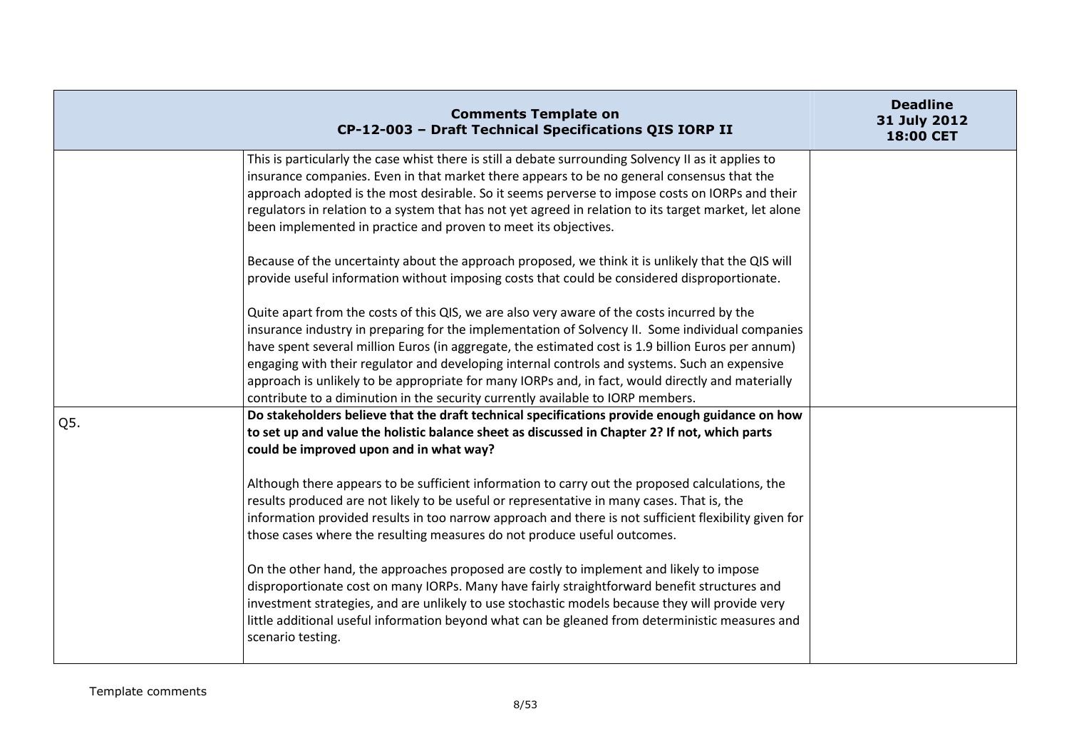| Comments Template on CP-12-003 – Draft Technical Specifications QIS IORP II | | Deadline 31 July 2012 18:00 CET |
|---|---|---|
| | This is particularly the case whist there is still a debate surrounding Solvency II as it applies to insurance companies. Even in that market there appears to be no general consensus that the approach adopted is the most desirable. So it seems perverse to impose costs on IORPs and their regulators in relation to a system that has not yet agreed in relation to its target market, let alone been implemented in practice and proven to meet its objectives.<br><br>Because of the uncertainty about the approach proposed, we think it is unlikely that the QIS will provide useful information without imposing costs that could be considered disproportionate.<br><br>Quite apart from the costs of this QIS, we are also very aware of the costs incurred by the insurance industry in preparing for the implementation of Solvency II. Some individual companies have spent several million Euros (in aggregate, the estimated cost is 1.9 billion Euros per annum) engaging with their regulator and developing internal controls and systems. Such an expensive approach is unlikely to be appropriate for many IORPs and, in fact, would directly and materially contribute to a diminution in the security currently available to IORP members. | |
| Q5. | **Do stakeholders believe that the draft technical specifications provide enough guidance on how to set up and value the holistic balance sheet as discussed in Chapter 2? If not, which parts could be improved upon and in what way?**<br><br>Although there appears to be sufficient information to carry out the proposed calculations, the results produced are not likely to be useful or representative in many cases. That is, the information provided results in too narrow approach and there is not sufficient flexibility given for those cases where the resulting measures do not produce useful outcomes.<br><br>On the other hand, the approaches proposed are costly to implement and likely to impose disproportionate cost on many IORPs. Many have fairly straightforward benefit structures and investment strategies, and are unlikely to use stochastic models because they will provide very little additional useful information beyond what can be gleaned from deterministic measures and scenario testing. | |

Template comments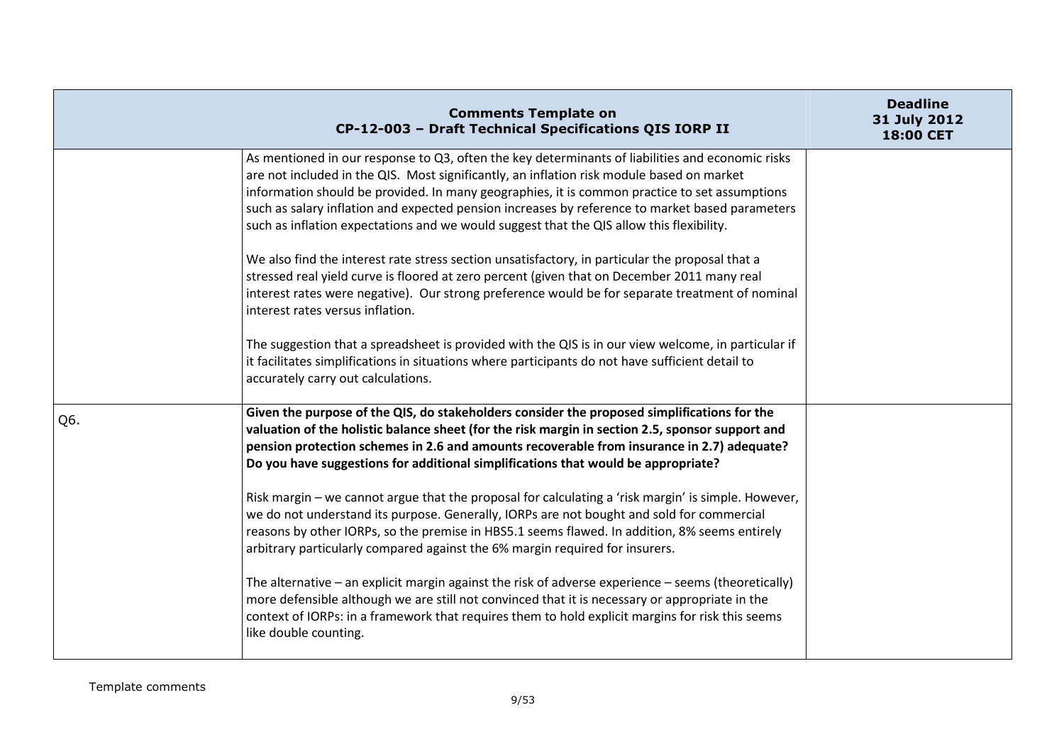| Comments Template on CP-12-003 – Draft Technical Specifications QIS IORP II | | Deadline 31 July 2012 18:00 CET |
|---|---|---|
| | As mentioned in our response to Q3, often the key determinants of liabilities and economic risks are not included in the QIS. Most significantly, an inflation risk module based on market information should be provided. In many geographies, it is common practice to set assumptions such as salary inflation and expected pension increases by reference to market based parameters such as inflation expectations and we would suggest that the QIS allow this flexibility.<br><br>We also find the interest rate stress section unsatisfactory, in particular the proposal that a stressed real yield curve is floored at zero percent (given that on December 2011 many real interest rates were negative). Our strong preference would be for separate treatment of nominal interest rates versus inflation.<br><br>The suggestion that a spreadsheet is provided with the QIS is in our view welcome, in particular if it facilitates simplifications in situations where participants do not have sufficient detail to accurately carry out calculations. | |
| Q6. | **Given the purpose of the QIS, do stakeholders consider the proposed simplifications for the valuation of the holistic balance sheet (for the risk margin in section 2.5, sponsor support and pension protection schemes in 2.6 and amounts recoverable from insurance in 2.7) adequate? Do you have suggestions for additional simplifications that would be appropriate?**<br><br>Risk margin – we cannot argue that the proposal for calculating a 'risk margin' is simple. However, we do not understand its purpose. Generally, IORPs are not bought and sold for commercial reasons by other IORPs, so the premise in HBS5.1 seems flawed. In addition, 8% seems entirely arbitrary particularly compared against the 6% margin required for insurers.<br><br>The alternative – an explicit margin against the risk of adverse experience – seems (theoretically) more defensible although we are still not convinced that it is necessary or appropriate in the context of IORPs: in a framework that requires them to hold explicit margins for risk this seems like double counting. | |

Template comments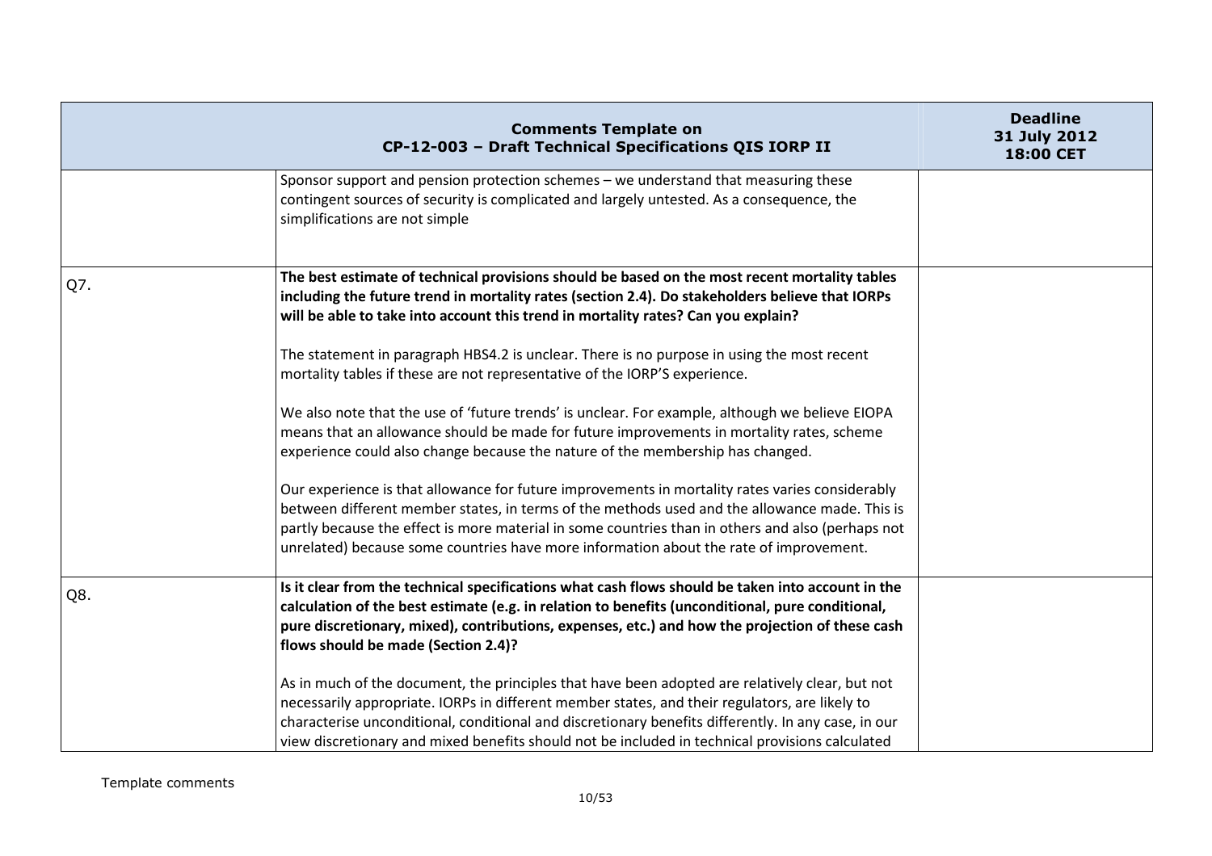| Comments Template on CP-12-003 – Draft Technical Specifications QIS IORP II | | Deadline 31 July 2012 18:00 CET |
|---|---|---|
| | Sponsor support and pension protection schemes – we understand that measuring these contingent sources of security is complicated and largely untested. As a consequence, the simplifications are not simple | |
| Q7. | **The best estimate of technical provisions should be based on the most recent mortality tables including the future trend in mortality rates (section 2.4). Do stakeholders believe that IORPs will be able to take into account this trend in mortality rates? Can you explain?**<br><br>The statement in paragraph HBS4.2 is unclear. There is no purpose in using the most recent mortality tables if these are not representative of the IORP'S experience.<br><br>We also note that the use of 'future trends' is unclear. For example, although we believe EIOPA means that an allowance should be made for future improvements in mortality rates, scheme experience could also change because the nature of the membership has changed.<br><br>Our experience is that allowance for future improvements in mortality rates varies considerably between different member states, in terms of the methods used and the allowance made. This is partly because the effect is more material in some countries than in others and also (perhaps not unrelated) because some countries have more information about the rate of improvement. | |
| Q8. | **Is it clear from the technical specifications what cash flows should be taken into account in the calculation of the best estimate (e.g. in relation to benefits (unconditional, pure conditional, pure discretionary, mixed), contributions, expenses, etc.) and how the projection of these cash flows should be made (Section 2.4)?**<br><br>As in much of the document, the principles that have been adopted are relatively clear, but not necessarily appropriate. IORPs in different member states, and their regulators, are likely to characterise unconditional, conditional and discretionary benefits differently. In any case, in our view discretionary and mixed benefits should not be included in technical provisions calculated | |

Template comments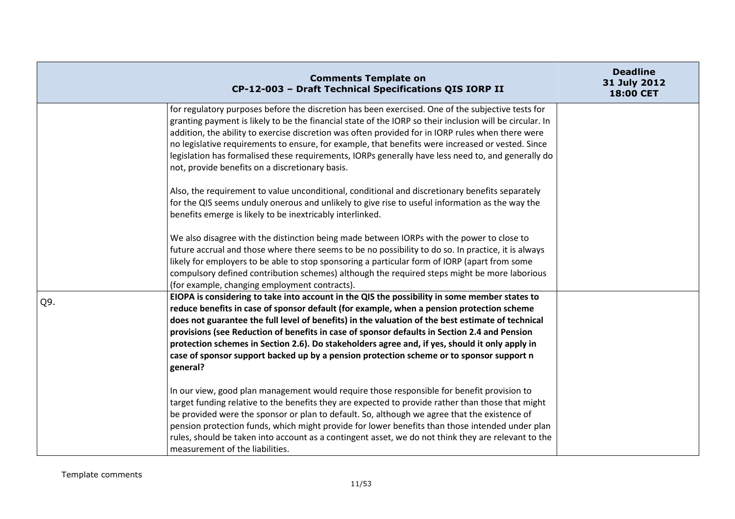| | **Comments Template on CP-12-003 – Draft Technical Specifications QIS IORP II** | **Deadline 31 July 2012 18:00 CET** |
|---|---|---|
| | for regulatory purposes before the discretion has been exercised. One of the subjective tests for granting payment is likely to be the financial state of the IORP so their inclusion will be circular. In addition, the ability to exercise discretion was often provided for in IORP rules when there were no legislative requirements to ensure, for example, that benefits were increased or vested. Since legislation has formalised these requirements, IORPs generally have less need to, and generally do not, provide benefits on a discretionary basis.<br><br>Also, the requirement to value unconditional, conditional and discretionary benefits separately for the QIS seems unduly onerous and unlikely to give rise to useful information as the way the benefits emerge is likely to be inextricably interlinked.<br><br>We also disagree with the distinction being made between IORPs with the power to close to future accrual and those where there seems to be no possibility to do so. In practice, it is always likely for employers to be able to stop sponsoring a particular form of IORP (apart from some compulsory defined contribution schemes) although the required steps might be more laborious (for example, changing employment contracts). | |
| Q9. | **EIOPA is considering to take into account in the QIS the possibility in some member states to reduce benefits in case of sponsor default (for example, when a pension protection scheme does not guarantee the full level of benefits) in the valuation of the best estimate of technical provisions (see Reduction of benefits in case of sponsor defaults in Section 2.4 and Pension protection schemes in Section 2.6). Do stakeholders agree and, if yes, should it only apply in case of sponsor support backed up by a pension protection scheme or to sponsor support n general?**<br><br>In our view, good plan management would require those responsible for benefit provision to target funding relative to the benefits they are expected to provide rather than those that might be provided were the sponsor or plan to default. So, although we agree that the existence of pension protection funds, which might provide for lower benefits than those intended under plan rules, should be taken into account as a contingent asset, we do not think they are relevant to the measurement of the liabilities. | |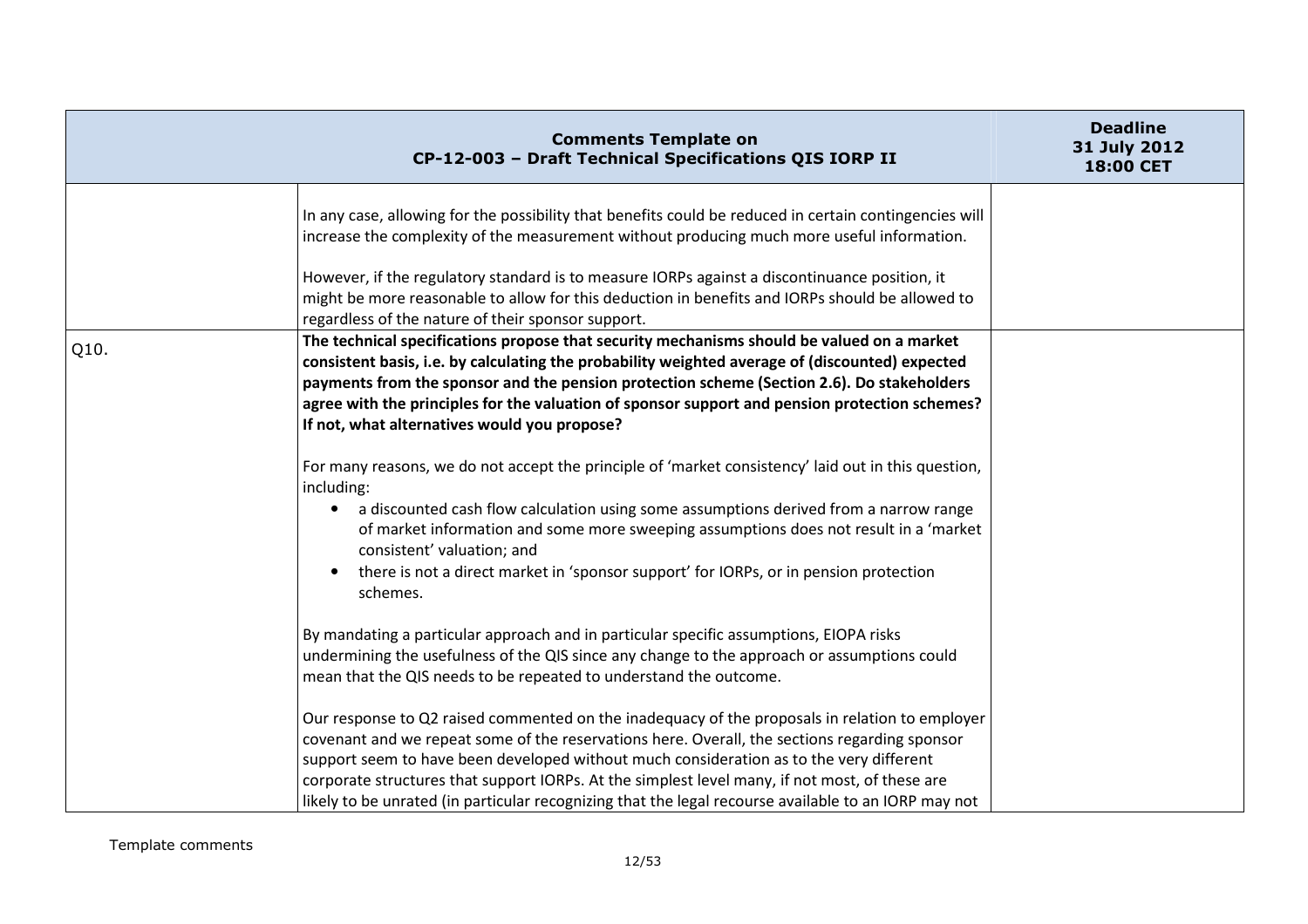| | | |
|---|---|---|
| | In any case, allowing for the possibility that benefits could be reduced in certain contingencies will increase the complexity of the measurement without producing much more useful information.<br><br>However, if the regulatory standard is to measure IORPs against a discontinuance position, it might be more reasonable to allow for this deduction in benefits and IORPs should be allowed to regardless of the nature of their sponsor support. | |
| Q10. | **The technical specifications propose that security mechanisms should be valued on a market consistent basis, i.e. by calculating the probability weighted average of (discounted) expected payments from the sponsor and the pension protection scheme (Section 2.6). Do stakeholders agree with the principles for the valuation of sponsor support and pension protection schemes? If not, what alternatives would you propose?**<br><br>For many reasons, we do not accept the principle of 'market consistency' laid out in this question, including:<br>• a discounted cash flow calculation using some assumptions derived from a narrow range of market information and some more sweeping assumptions does not result in a 'market consistent' valuation; and<br>• there is not a direct market in 'sponsor support' for IORPs, or in pension protection schemes.<br><br>By mandating a particular approach and in particular specific assumptions, EIOPA risks undermining the usefulness of the QIS since any change to the approach or assumptions could mean that the QIS needs to be repeated to understand the outcome.<br><br>Our response to Q2 raised commented on the inadequacy of the proposals in relation to employer covenant and we repeat some of the reservations here. Overall, the sections regarding sponsor support seem to have been developed without much consideration as to the very different corporate structures that support IORPs. At the simplest level many, if not most, of these are likely to be unrated (in particular recognizing that the legal recourse available to an IORP may not | |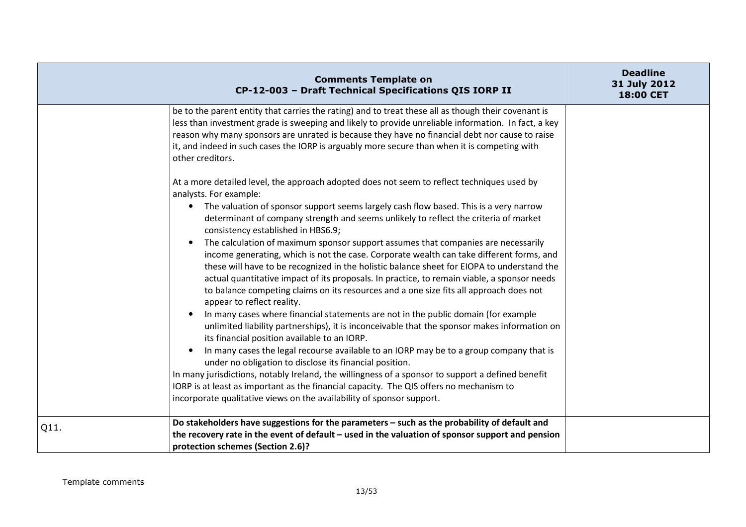| | Comments Template on CP-12-003 – Draft Technical Specifications QIS IORP II | Deadline 31 July 2012 18:00 CET |
|---|---|---|
| | be to the parent entity that carries the rating) and to treat these all as though their covenant is less than investment grade is sweeping and likely to provide unreliable information. In fact, a key reason why many sponsors are unrated is because they have no financial debt nor cause to raise it, and indeed in such cases the IORP is arguably more secure than when it is competing with other creditors.<br><br>At a more detailed level, the approach adopted does not seem to reflect techniques used by analysts. For example:<br>• The valuation of sponsor support seems largely cash flow based. This is a very narrow determinant of company strength and seems unlikely to reflect the criteria of market consistency established in HBS6.9;<br>• The calculation of maximum sponsor support assumes that companies are necessarily income generating, which is not the case. Corporate wealth can take different forms, and these will have to be recognized in the holistic balance sheet for EIOPA to understand the actual quantitative impact of its proposals. In practice, to remain viable, a sponsor needs to balance competing claims on its resources and a one size fits all approach does not appear to reflect reality.<br>• In many cases where financial statements are not in the public domain (for example unlimited liability partnerships), it is inconceivable that the sponsor makes information on its financial position available to an IORP.<br>• In many cases the legal recourse available to an IORP may be to a group company that is under no obligation to disclose its financial position.<br>In many jurisdictions, notably Ireland, the willingness of a sponsor to support a defined benefit IORP is at least as important as the financial capacity. The QIS offers no mechanism to incorporate qualitative views on the availability of sponsor support. | |
| Q11. | **Do stakeholders have suggestions for the parameters – such as the probability of default and the recovery rate in the event of default – used in the valuation of sponsor support and pension protection schemes (Section 2.6)?** | |

Template comments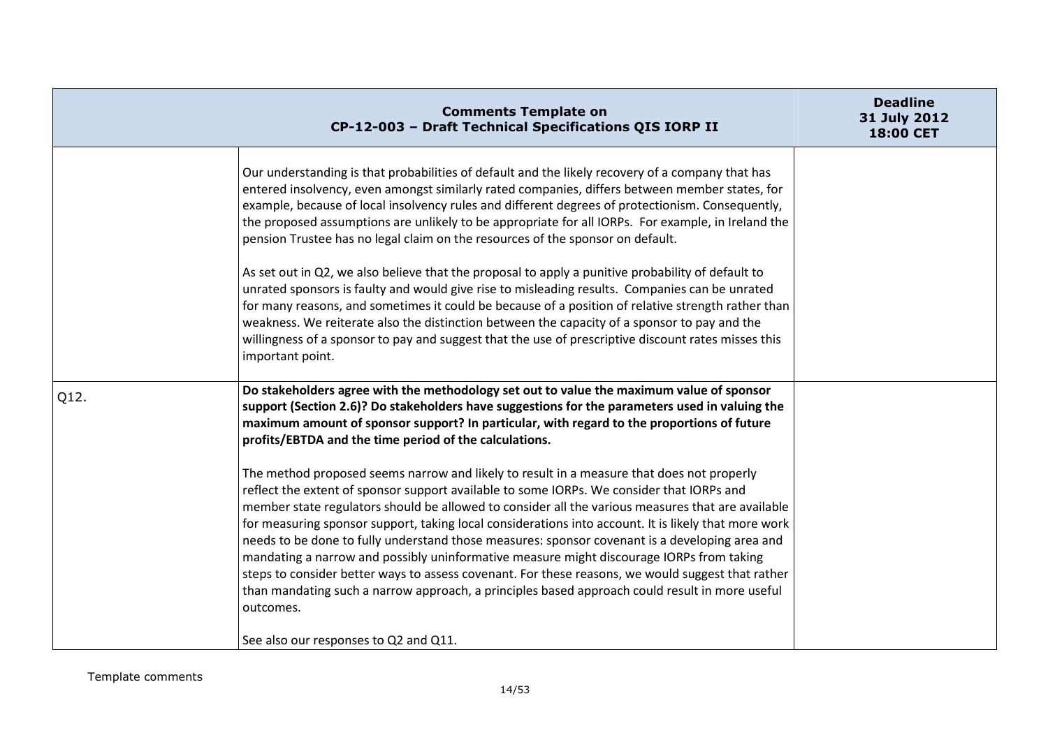| Comments Template on CP-12-003 – Draft Technical Specifications QIS IORP II | | Deadline 31 July 2012 18:00 CET |
|---|---|---|
| | Our understanding is that probabilities of default and the likely recovery of a company that has entered insolvency, even amongst similarly rated companies, differs between member states, for example, because of local insolvency rules and different degrees of protectionism. Consequently, the proposed assumptions are unlikely to be appropriate for all IORPs. For example, in Ireland the pension Trustee has no legal claim on the resources of the sponsor on default.<br><br>As set out in Q2, we also believe that the proposal to apply a punitive probability of default to unrated sponsors is faulty and would give rise to misleading results. Companies can be unrated for many reasons, and sometimes it could be because of a position of relative strength rather than weakness. We reiterate also the distinction between the capacity of a sponsor to pay and the willingness of a sponsor to pay and suggest that the use of prescriptive discount rates misses this important point. | |
| Q12. | **Do stakeholders agree with the methodology set out to value the maximum value of sponsor support (Section 2.6)? Do stakeholders have suggestions for the parameters used in valuing the maximum amount of sponsor support? In particular, with regard to the proportions of future profits/EBTDA and the time period of the calculations.**<br><br>The method proposed seems narrow and likely to result in a measure that does not properly reflect the extent of sponsor support available to some IORPs. We consider that IORPs and member state regulators should be allowed to consider all the various measures that are available for measuring sponsor support, taking local considerations into account. It is likely that more work needs to be done to fully understand those measures: sponsor covenant is a developing area and mandating a narrow and possibly uninformative measure might discourage IORPs from taking steps to consider better ways to assess covenant. For these reasons, we would suggest that rather than mandating such a narrow approach, a principles based approach could result in more useful outcomes.<br><br>See also our responses to Q2 and Q11. | |

Template comments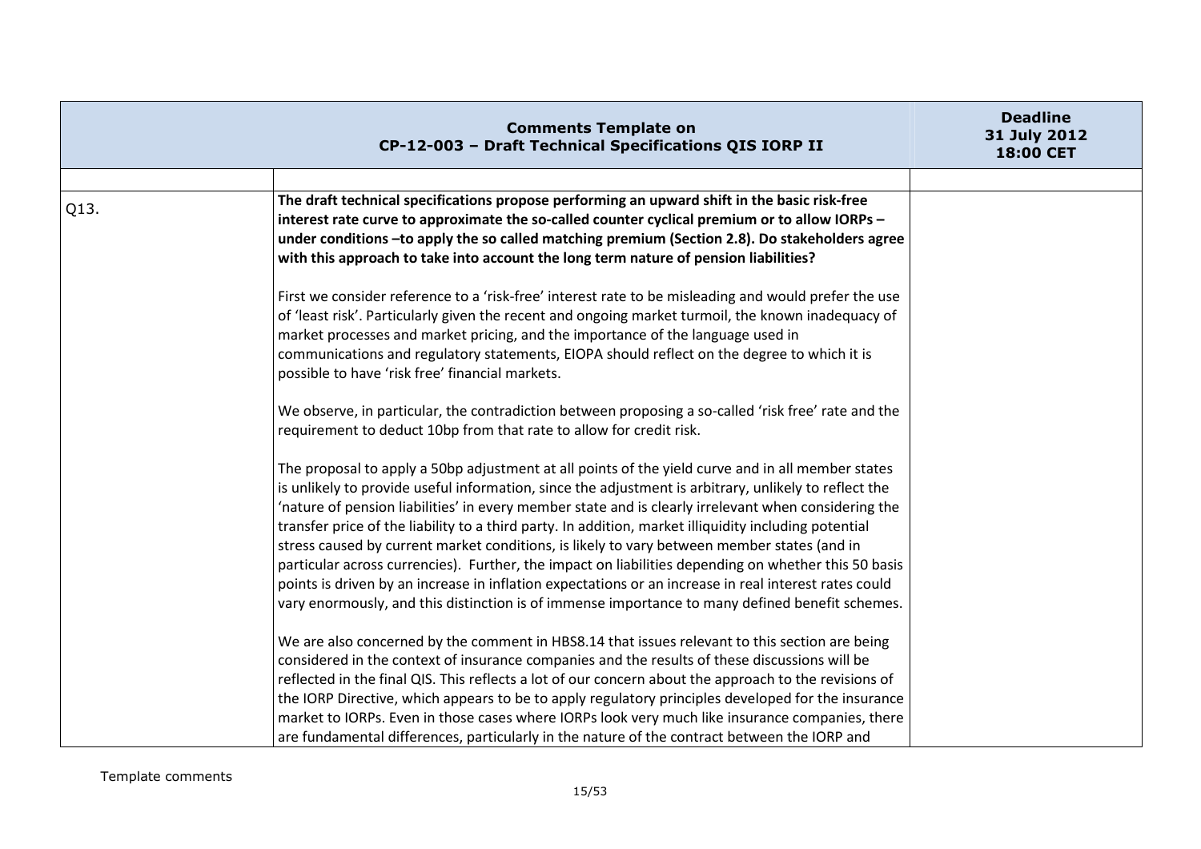| Comments Template on CP-12-003 – Draft Technical Specifications QIS IORP II | | Deadline 31 July 2012 18:00 CET |
|---|---|---|
| | | |
| Q13. | **The draft technical specifications propose performing an upward shift in the basic risk-free interest rate curve to approximate the so-called counter cyclical premium or to allow IORPs – under conditions –to apply the so called matching premium (Section 2.8). Do stakeholders agree with this approach to take into account the long term nature of pension liabilities?**<br><br>First we consider reference to a 'risk-free' interest rate to be misleading and would prefer the use of 'least risk'. Particularly given the recent and ongoing market turmoil, the known inadequacy of market processes and market pricing, and the importance of the language used in communications and regulatory statements, EIOPA should reflect on the degree to which it is possible to have 'risk free' financial markets.<br><br>We observe, in particular, the contradiction between proposing a so-called 'risk free' rate and the requirement to deduct 10bp from that rate to allow for credit risk.<br><br>The proposal to apply a 50bp adjustment at all points of the yield curve and in all member states is unlikely to provide useful information, since the adjustment is arbitrary, unlikely to reflect the 'nature of pension liabilities' in every member state and is clearly irrelevant when considering the transfer price of the liability to a third party. In addition, market illiquidity including potential stress caused by current market conditions, is likely to vary between member states (and in particular across currencies). Further, the impact on liabilities depending on whether this 50 basis points is driven by an increase in inflation expectations or an increase in real interest rates could vary enormously, and this distinction is of immense importance to many defined benefit schemes.<br><br>We are also concerned by the comment in HBS8.14 that issues relevant to this section are being considered in the context of insurance companies and the results of these discussions will be reflected in the final QIS. This reflects a lot of our concern about the approach to the revisions of the IORP Directive, which appears to be to apply regulatory principles developed for the insurance market to IORPs. Even in those cases where IORPs look very much like insurance companies, there are fundamental differences, particularly in the nature of the contract between the IORP and | |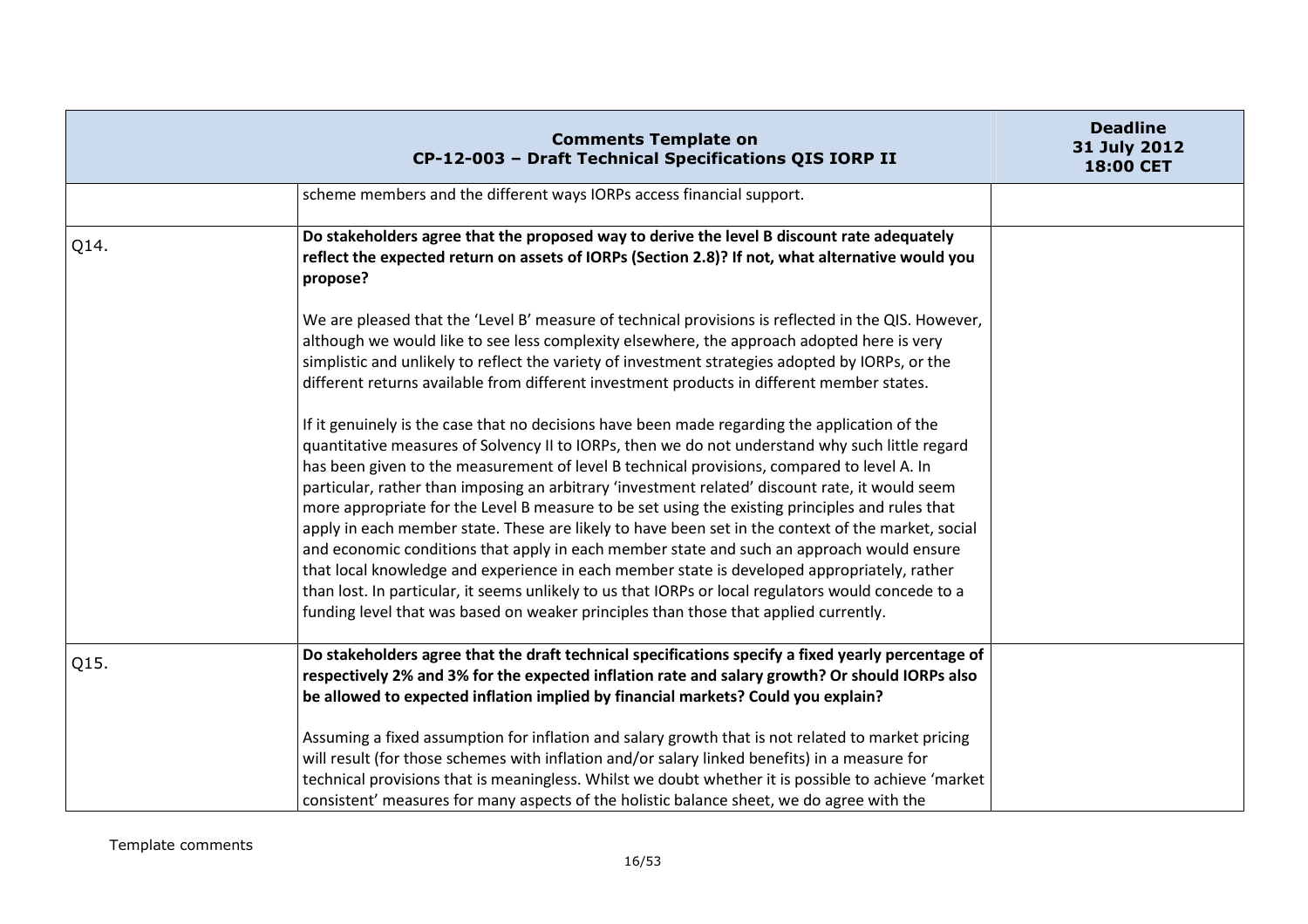| Comments Template on CP-12-003 – Draft Technical Specifications QIS IORP II | | Deadline 31 July 2012 18:00 CET |
|---|---|---|
| | scheme members and the different ways IORPs access financial support. | |
| Q14. | **Do stakeholders agree that the proposed way to derive the level B discount rate adequately reflect the expected return on assets of IORPs (Section 2.8)? If not, what alternative would you propose?**<br><br>We are pleased that the 'Level B' measure of technical provisions is reflected in the QIS. However, although we would like to see less complexity elsewhere, the approach adopted here is very simplistic and unlikely to reflect the variety of investment strategies adopted by IORPs, or the different returns available from different investment products in different member states.<br><br>If it genuinely is the case that no decisions have been made regarding the application of the quantitative measures of Solvency II to IORPs, then we do not understand why such little regard has been given to the measurement of level B technical provisions, compared to level A. In particular, rather than imposing an arbitrary 'investment related' discount rate, it would seem more appropriate for the Level B measure to be set using the existing principles and rules that apply in each member state. These are likely to have been set in the context of the market, social and economic conditions that apply in each member state and such an approach would ensure that local knowledge and experience in each member state is developed appropriately, rather than lost. In particular, it seems unlikely to us that IORPs or local regulators would concede to a funding level that was based on weaker principles than those that applied currently. | |
| Q15. | **Do stakeholders agree that the draft technical specifications specify a fixed yearly percentage of respectively 2% and 3% for the expected inflation rate and salary growth? Or should IORPs also be allowed to expected inflation implied by financial markets? Could you explain?**<br><br>Assuming a fixed assumption for inflation and salary growth that is not related to market pricing will result (for those schemes with inflation and/or salary linked benefits) in a measure for technical provisions that is meaningless. Whilst we doubt whether it is possible to achieve 'market consistent' measures for many aspects of the holistic balance sheet, we do agree with the | |

Template comments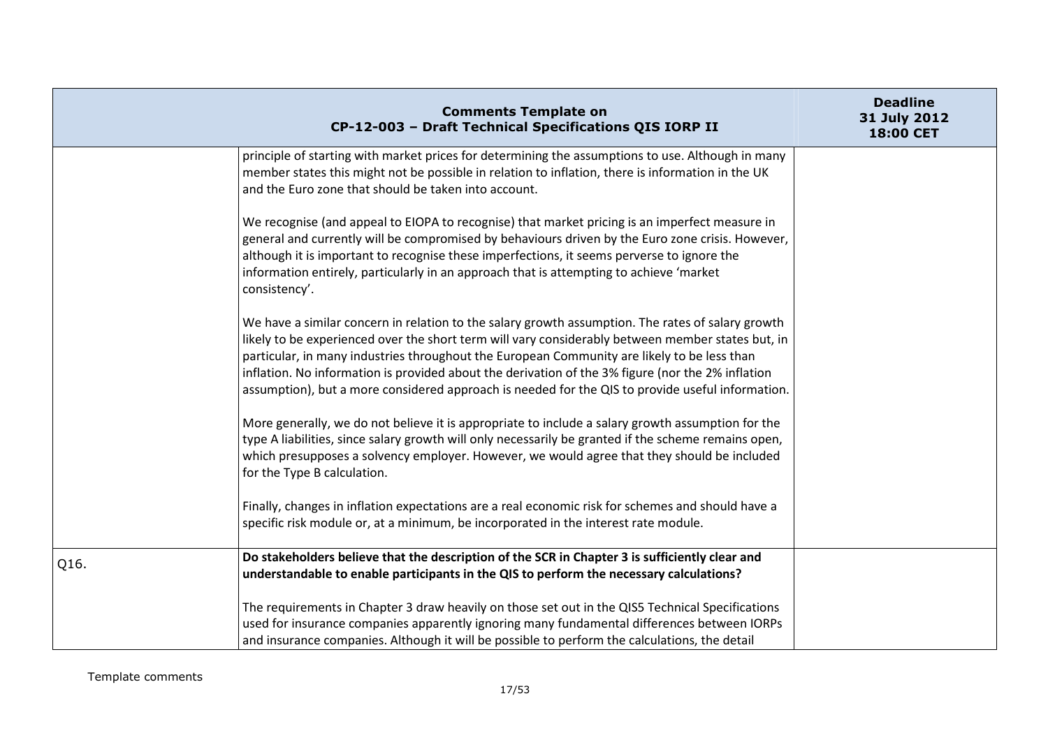| Comments Template on CP-12-003 – Draft Technical Specifications QIS IORP II | | Deadline 31 July 2012 18:00 CET |
|---|---|---|
| | principle of starting with market prices for determining the assumptions to use. Although in many member states this might not be possible in relation to inflation, there is information in the UK and the Euro zone that should be taken into account.<br><br>We recognise (and appeal to EIOPA to recognise) that market pricing is an imperfect measure in general and currently will be compromised by behaviours driven by the Euro zone crisis. However, although it is important to recognise these imperfections, it seems perverse to ignore the information entirely, particularly in an approach that is attempting to achieve 'market consistency'.<br><br>We have a similar concern in relation to the salary growth assumption. The rates of salary growth likely to be experienced over the short term will vary considerably between member states but, in particular, in many industries throughout the European Community are likely to be less than inflation. No information is provided about the derivation of the 3% figure (nor the 2% inflation assumption), but a more considered approach is needed for the QIS to provide useful information.<br><br>More generally, we do not believe it is appropriate to include a salary growth assumption for the type A liabilities, since salary growth will only necessarily be granted if the scheme remains open, which presupposes a solvency employer. However, we would agree that they should be included for the Type B calculation.<br><br>Finally, changes in inflation expectations are a real economic risk for schemes and should have a specific risk module or, at a minimum, be incorporated in the interest rate module. | |
| Q16. | **Do stakeholders believe that the description of the SCR in Chapter 3 is sufficiently clear and understandable to enable participants in the QIS to perform the necessary calculations?**<br><br>The requirements in Chapter 3 draw heavily on those set out in the QIS5 Technical Specifications used for insurance companies apparently ignoring many fundamental differences between IORPs and insurance companies. Although it will be possible to perform the calculations, the detail | |

Template comments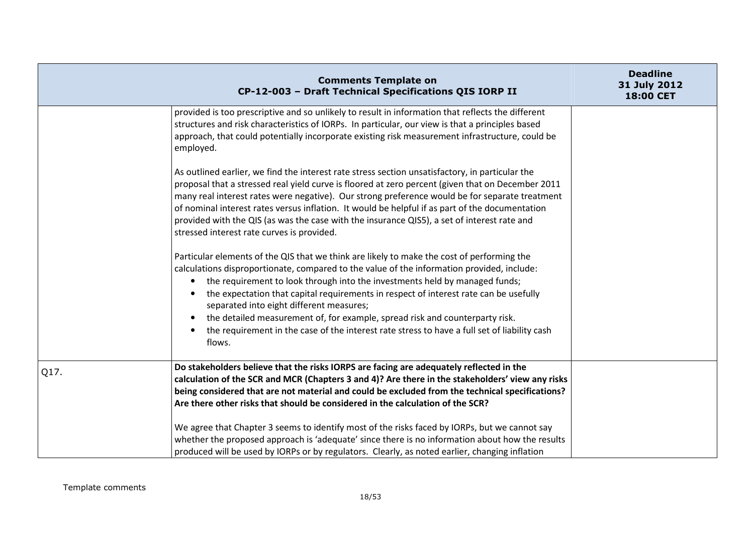| | Comments Template on CP-12-003 – Draft Technical Specifications QIS IORP II | Deadline 31 July 2012 18:00 CET |
|---|---|---|
| | provided is too prescriptive and so unlikely to result in information that reflects the different structures and risk characteristics of IORPs. In particular, our view is that a principles based approach, that could potentially incorporate existing risk measurement infrastructure, could be employed.<br><br>As outlined earlier, we find the interest rate stress section unsatisfactory, in particular the proposal that a stressed real yield curve is floored at zero percent (given that on December 2011 many real interest rates were negative). Our strong preference would be for separate treatment of nominal interest rates versus inflation. It would be helpful if as part of the documentation provided with the QIS (as was the case with the insurance QIS5), a set of interest rate and stressed interest rate curves is provided.<br><br>Particular elements of the QIS that we think are likely to make the cost of performing the calculations disproportionate, compared to the value of the information provided, include:<br>• the requirement to look through into the investments held by managed funds;<br>• the expectation that capital requirements in respect of interest rate can be usefully separated into eight different measures;<br>• the detailed measurement of, for example, spread risk and counterparty risk.<br>• the requirement in the case of the interest rate stress to have a full set of liability cash flows. | |
| Q17. | **Do stakeholders believe that the risks IORPS are facing are adequately reflected in the calculation of the SCR and MCR (Chapters 3 and 4)? Are there in the stakeholders' view any risks being considered that are not material and could be excluded from the technical specifications? Are there other risks that should be considered in the calculation of the SCR?**<br><br>We agree that Chapter 3 seems to identify most of the risks faced by IORPs, but we cannot say whether the proposed approach is 'adequate' since there is no information about how the results produced will be used by IORPs or by regulators. Clearly, as noted earlier, changing inflation | |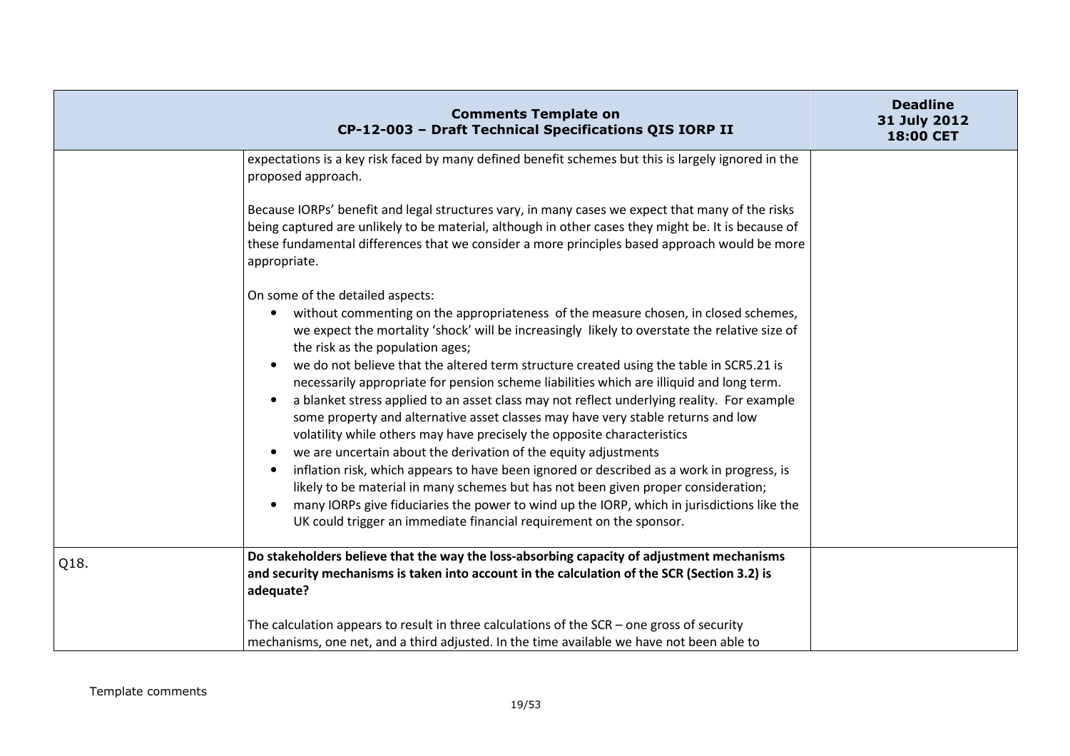| Comments Template on CP-12-003 – Draft Technical Specifications QIS IORP II | | Deadline 31 July 2012 18:00 CET |
|---|---|---|
| | expectations is a key risk faced by many defined benefit schemes but this is largely ignored in the proposed approach.<br><br>Because IORPs' benefit and legal structures vary, in many cases we expect that many of the risks being captured are unlikely to be material, although in other cases they might be. It is because of these fundamental differences that we consider a more principles based approach would be more appropriate.<br><br>On some of the detailed aspects:<br>• without commenting on the appropriateness of the measure chosen, in closed schemes, we expect the mortality 'shock' will be increasingly likely to overstate the relative size of the risk as the population ages;<br>• we do not believe that the altered term structure created using the table in SCR5.21 is necessarily appropriate for pension scheme liabilities which are illiquid and long term.<br>• a blanket stress applied to an asset class may not reflect underlying reality. For example some property and alternative asset classes may have very stable returns and low volatility while others may have precisely the opposite characteristics<br>• we are uncertain about the derivation of the equity adjustments<br>• inflation risk, which appears to have been ignored or described as a work in progress, is likely to be material in many schemes but has not been given proper consideration;<br>• many IORPs give fiduciaries the power to wind up the IORP, which in jurisdictions like the UK could trigger an immediate financial requirement on the sponsor. | |
| Q18. | **Do stakeholders believe that the way the loss-absorbing capacity of adjustment mechanisms and security mechanisms is taken into account in the calculation of the SCR (Section 3.2) is adequate?**<br><br>The calculation appears to result in three calculations of the SCR – one gross of security mechanisms, one net, and a third adjusted. In the time available we have not been able to | |

Template comments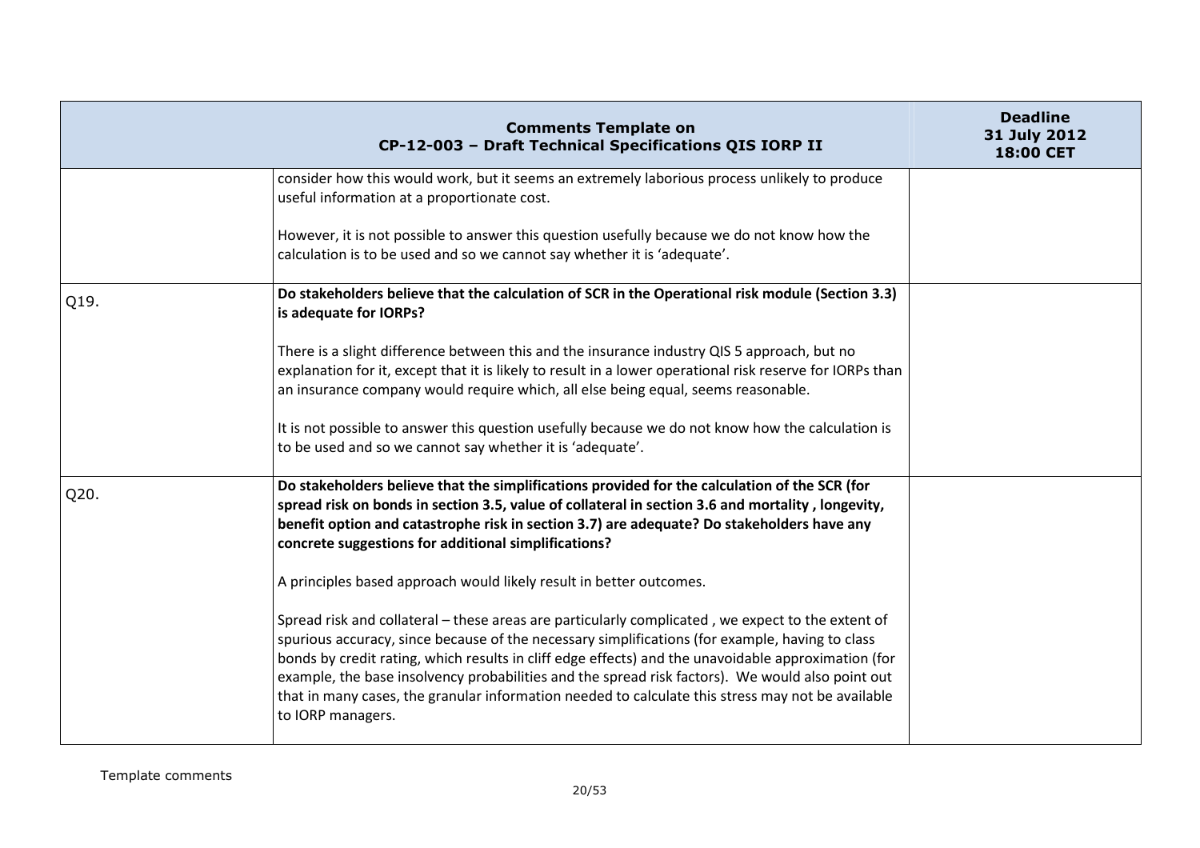| Comments Template on CP-12-003 – Draft Technical Specifications QIS IORP II | | Deadline 31 July 2012 18:00 CET |
|---|---|---|
| | consider how this would work, but it seems an extremely laborious process unlikely to produce useful information at a proportionate cost.<br><br>However, it is not possible to answer this question usefully because we do not know how the calculation is to be used and so we cannot say whether it is 'adequate'. | |
| Q19. | **Do stakeholders believe that the calculation of SCR in the Operational risk module (Section 3.3) is adequate for IORPs?**<br><br>There is a slight difference between this and the insurance industry QIS 5 approach, but no explanation for it, except that it is likely to result in a lower operational risk reserve for IORPs than an insurance company would require which, all else being equal, seems reasonable.<br><br>It is not possible to answer this question usefully because we do not know how the calculation is to be used and so we cannot say whether it is 'adequate'. | |
| Q20. | **Do stakeholders believe that the simplifications provided for the calculation of the SCR (for spread risk on bonds in section 3.5, value of collateral in section 3.6 and mortality , longevity, benefit option and catastrophe risk in section 3.7) are adequate? Do stakeholders have any concrete suggestions for additional simplifications?**<br><br>A principles based approach would likely result in better outcomes.<br><br>Spread risk and collateral – these areas are particularly complicated , we expect to the extent of spurious accuracy, since because of the necessary simplifications (for example, having to class bonds by credit rating, which results in cliff edge effects) and the unavoidable approximation (for example, the base insolvency probabilities and the spread risk factors). We would also point out that in many cases, the granular information needed to calculate this stress may not be available to IORP managers. | |

Template comments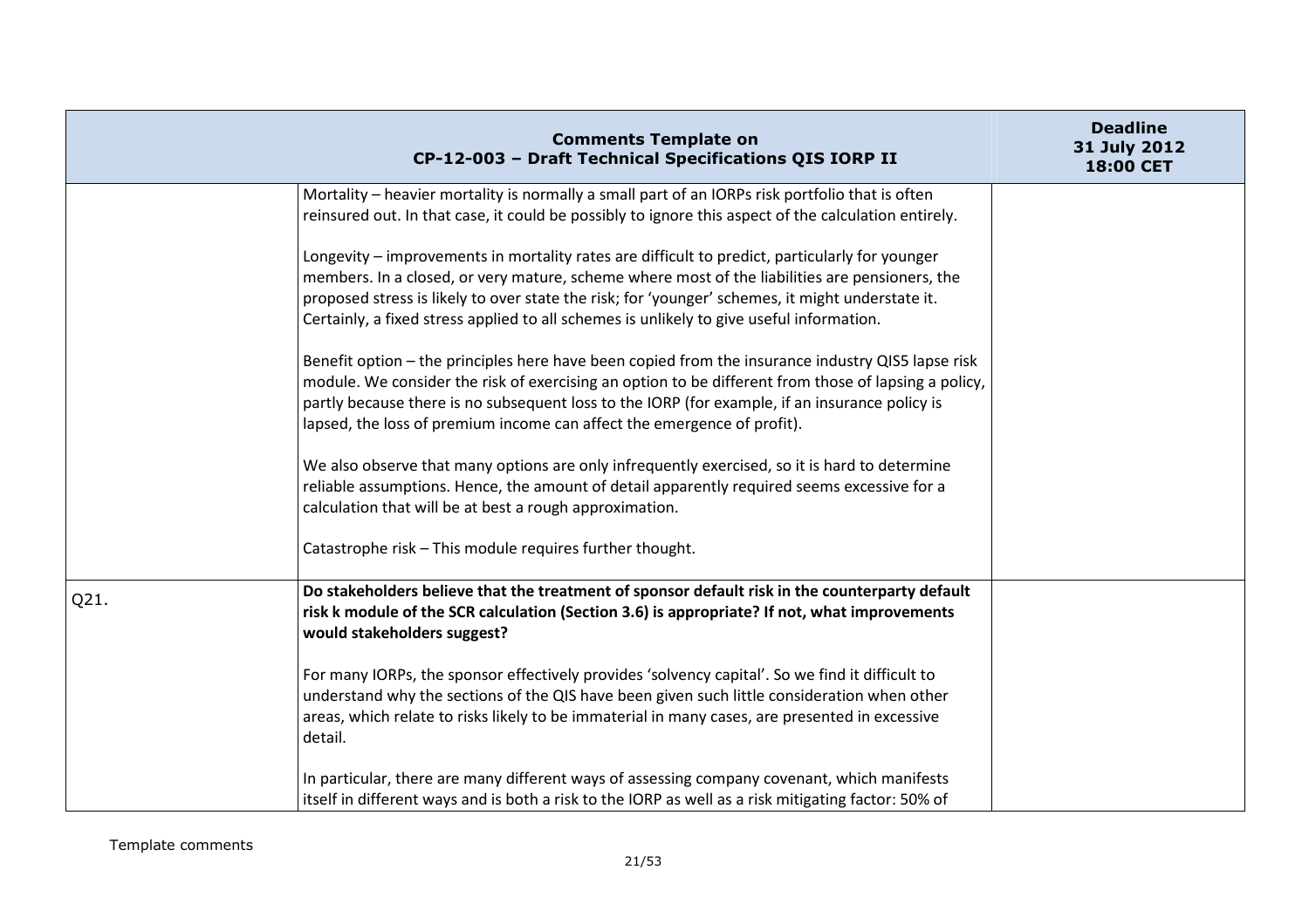| Comments Template on CP-12-003 – Draft Technical Specifications QIS IORP II | | Deadline 31 July 2012 18:00 CET |
|---|---|---|
| | Mortality – heavier mortality is normally a small part of an IORPs risk portfolio that is often reinsured out. In that case, it could be possibly to ignore this aspect of the calculation entirely.<br><br>Longevity – improvements in mortality rates are difficult to predict, particularly for younger members. In a closed, or very mature, scheme where most of the liabilities are pensioners, the proposed stress is likely to over state the risk; for 'younger' schemes, it might understate it. Certainly, a fixed stress applied to all schemes is unlikely to give useful information.<br><br>Benefit option – the principles here have been copied from the insurance industry QIS5 lapse risk module. We consider the risk of exercising an option to be different from those of lapsing a policy, partly because there is no subsequent loss to the IORP (for example, if an insurance policy is lapsed, the loss of premium income can affect the emergence of profit).<br><br>We also observe that many options are only infrequently exercised, so it is hard to determine reliable assumptions. Hence, the amount of detail apparently required seems excessive for a calculation that will be at best a rough approximation.<br><br>Catastrophe risk – This module requires further thought. | |
| Q21. | **Do stakeholders believe that the treatment of sponsor default risk in the counterparty default risk k module of the SCR calculation (Section 3.6) is appropriate? If not, what improvements would stakeholders suggest?**<br><br>For many IORPs, the sponsor effectively provides 'solvency capital'. So we find it difficult to understand why the sections of the QIS have been given such little consideration when other areas, which relate to risks likely to be immaterial in many cases, are presented in excessive detail.<br><br>In particular, there are many different ways of assessing company covenant, which manifests itself in different ways and is both a risk to the IORP as well as a risk mitigating factor: 50% of | |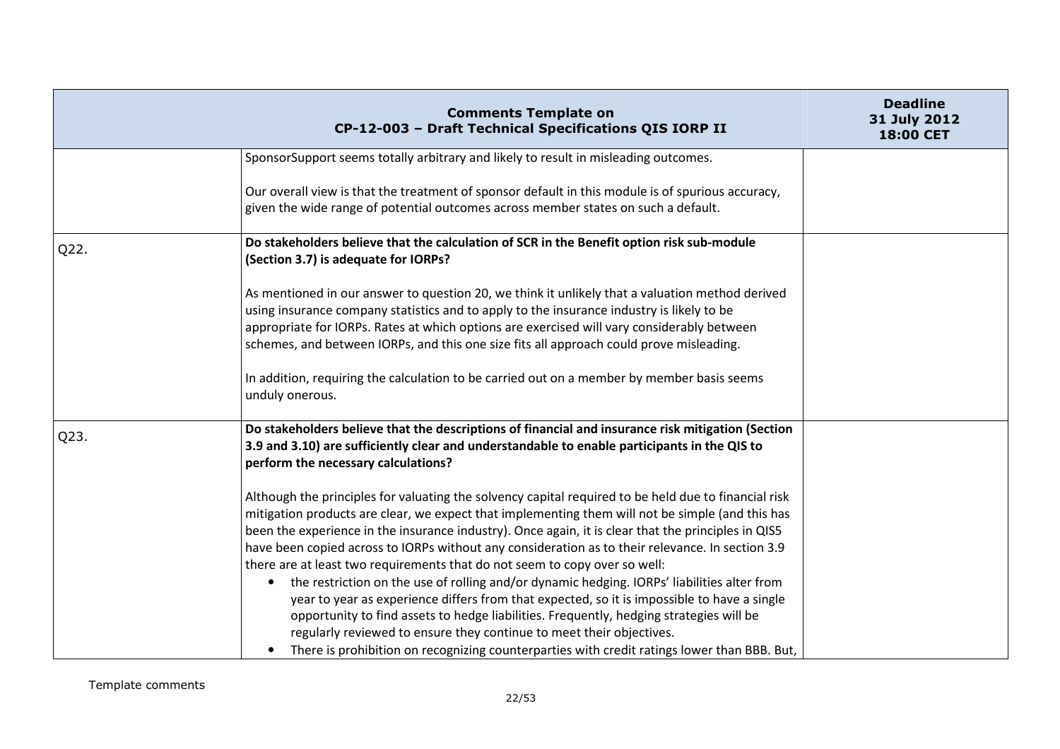| Comments Template on CP-12-003 – Draft Technical Specifications QIS IORP II | | Deadline 31 July 2012 18:00 CET |
|---|---|---|
| | SponsorSupport seems totally arbitrary and likely to result in misleading outcomes.<br><br>Our overall view is that the treatment of sponsor default in this module is of spurious accuracy, given the wide range of potential outcomes across member states on such a default. | |
| Q22. | **Do stakeholders believe that the calculation of SCR in the Benefit option risk sub-module (Section 3.7) is adequate for IORPs?**<br><br>As mentioned in our answer to question 20, we think it unlikely that a valuation method derived using insurance company statistics and to apply to the insurance industry is likely to be appropriate for IORPs. Rates at which options are exercised will vary considerably between schemes, and between IORPs, and this one size fits all approach could prove misleading.<br><br>In addition, requiring the calculation to be carried out on a member by member basis seems unduly onerous. | |
| Q23. | **Do stakeholders believe that the descriptions of financial and insurance risk mitigation (Section 3.9 and 3.10) are sufficiently clear and understandable to enable participants in the QIS to perform the necessary calculations?**<br><br>Although the principles for valuating the solvency capital required to be held due to financial risk mitigation products are clear, we expect that implementing them will not be simple (and this has been the experience in the insurance industry). Once again, it is clear that the principles in QIS5 have been copied across to IORPs without any consideration as to their relevance. In section 3.9 there are at least two requirements that do not seem to copy over so well:<br>• the restriction on the use of rolling and/or dynamic hedging. IORPs' liabilities alter from year to year as experience differs from that expected, so it is impossible to have a single opportunity to find assets to hedge liabilities. Frequently, hedging strategies will be regularly reviewed to ensure they continue to meet their objectives.<br>• There is prohibition on recognizing counterparties with credit ratings lower than BBB. But, | |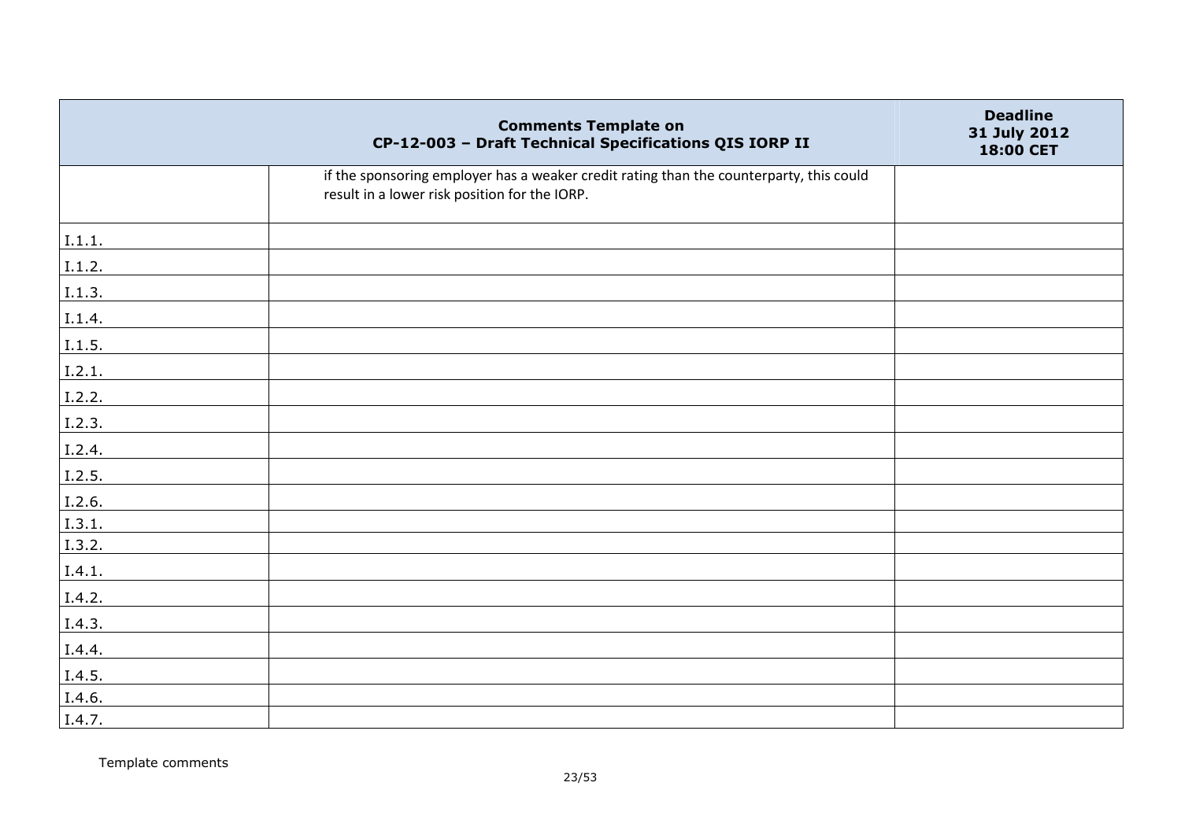| Comments Template on CP-12-003 – Draft Technical Specifications QIS IORP II | | Deadline 31 July 2012 18:00 CET |
|---|---|---|
| | if the sponsoring employer has a weaker credit rating than the counterparty, this could result in a lower risk position for the IORP. | |
| I.1.1. | | |
| I.1.2. | | |
| I.1.3. | | |
| I.1.4. | | |
| I.1.5. | | |
| I.2.1. | | |
| I.2.2. | | |
| I.2.3. | | |
| I.2.4. | | |
| I.2.5. | | |
| I.2.6. | | |
| I.3.1. | | |
| I.3.2. | | |
| I.4.1. | | |
| I.4.2. | | |
| I.4.3. | | |
| I.4.4. | | |
| I.4.5. | | |
| I.4.6. | | |
| I.4.7. | | |

Template comments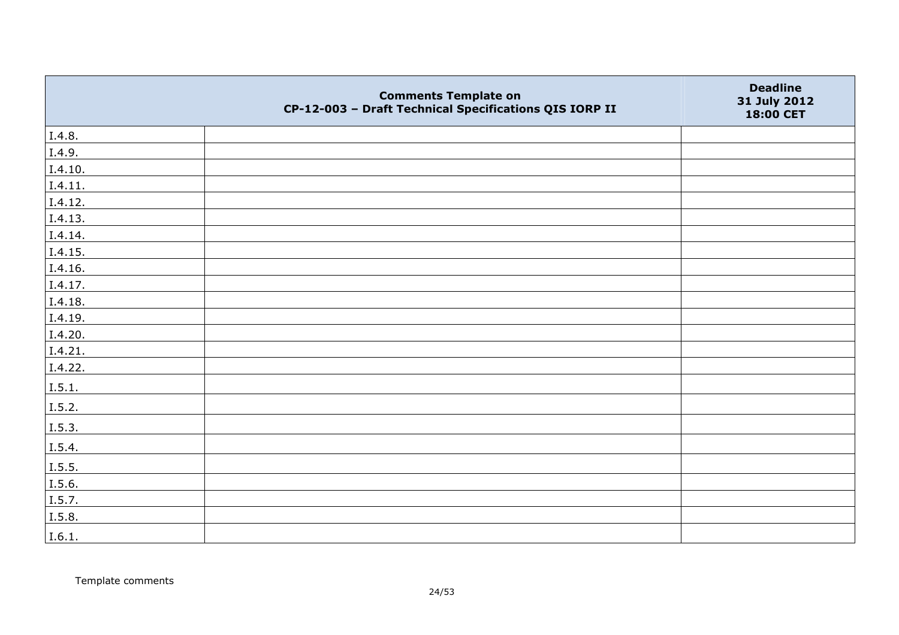|  | Comments Template on CP-12-003 – Draft Technical Specifications QIS IORP II | Deadline 31 July 2012 18:00 CET |
|---|---|---|
| I.4.8. |  |  |
| I.4.9. |  |  |
| I.4.10. |  |  |
| I.4.11. |  |  |
| I.4.12. |  |  |
| I.4.13. |  |  |
| I.4.14. |  |  |
| I.4.15. |  |  |
| I.4.16. |  |  |
| I.4.17. |  |  |
| I.4.18. |  |  |
| I.4.19. |  |  |
| I.4.20. |  |  |
| I.4.21. |  |  |
| I.4.22. |  |  |
| I.5.1. |  |  |
| I.5.2. |  |  |
| I.5.3. |  |  |
| I.5.4. |  |  |
| I.5.5. |  |  |
| I.5.6. |  |  |
| I.5.7. |  |  |
| I.5.8. |  |  |
| I.6.1. |  |  |

Template comments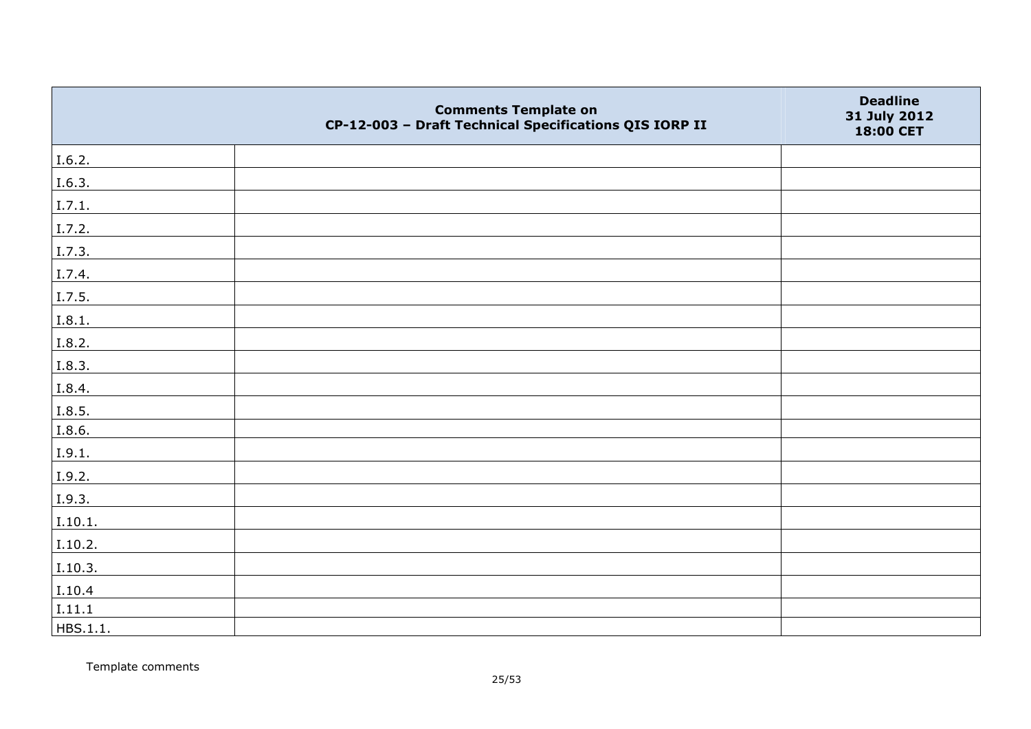| Comments Template on CP-12-003 – Draft Technical Specifications QIS IORP II | | Deadline 31 July 2012 18:00 CET |
|---|---|---|
| I.6.2. | | |
| I.6.3. | | |
| I.7.1. | | |
| I.7.2. | | |
| I.7.3. | | |
| I.7.4. | | |
| I.7.5. | | |
| I.8.1. | | |
| I.8.2. | | |
| I.8.3. | | |
| I.8.4. | | |
| I.8.5. | | |
| I.8.6. | | |
| I.9.1. | | |
| I.9.2. | | |
| I.9.3. | | |
| I.10.1. | | |
| I.10.2. | | |
| I.10.3. | | |
| I.10.4 | | |
| I.11.1 | | |
| HBS.1.1. | | |

Template comments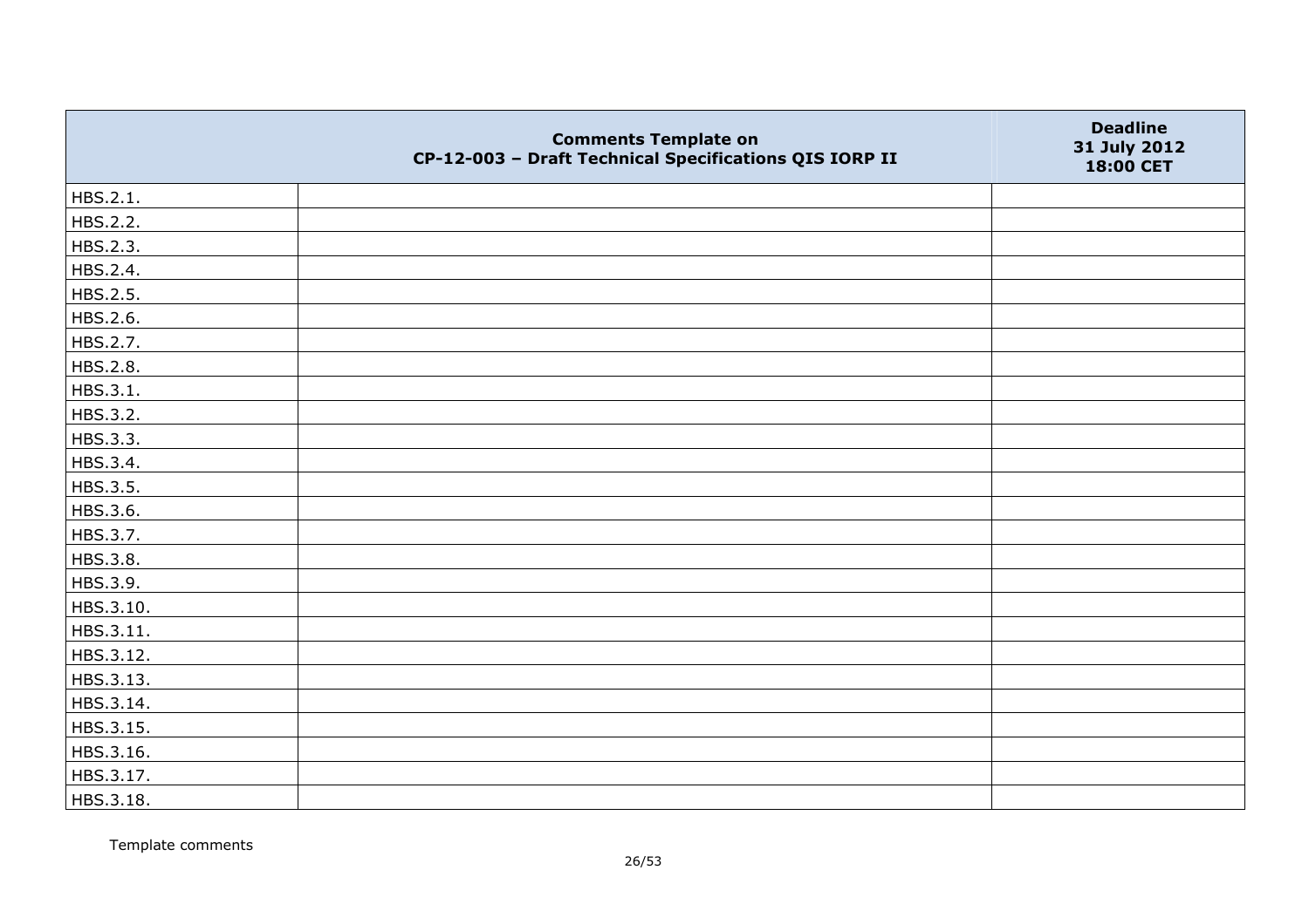| | Comments Template on CP-12-003 – Draft Technical Specifications QIS IORP II | Deadline 31 July 2012 18:00 CET |
|---|---|---|
| HBS.2.1. | | |
| HBS.2.2. | | |
| HBS.2.3. | | |
| HBS.2.4. | | |
| HBS.2.5. | | |
| HBS.2.6. | | |
| HBS.2.7. | | |
| HBS.2.8. | | |
| HBS.3.1. | | |
| HBS.3.2. | | |
| HBS.3.3. | | |
| HBS.3.4. | | |
| HBS.3.5. | | |
| HBS.3.6. | | |
| HBS.3.7. | | |
| HBS.3.8. | | |
| HBS.3.9. | | |
| HBS.3.10. | | |
| HBS.3.11. | | |
| HBS.3.12. | | |
| HBS.3.13. | | |
| HBS.3.14. | | |
| HBS.3.15. | | |
| HBS.3.16. | | |
| HBS.3.17. | | |
| HBS.3.18. | | |

Template comments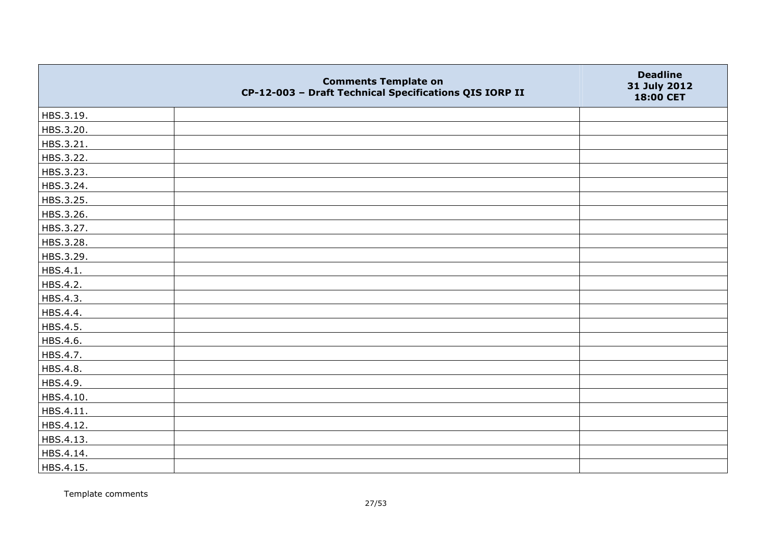| | Comments Template on CP-12-003 – Draft Technical Specifications QIS IORP II | Deadline 31 July 2012 18:00 CET |
|---|---|---|
| HBS.3.19. | | |
| HBS.3.20. | | |
| HBS.3.21. | | |
| HBS.3.22. | | |
| HBS.3.23. | | |
| HBS.3.24. | | |
| HBS.3.25. | | |
| HBS.3.26. | | |
| HBS.3.27. | | |
| HBS.3.28. | | |
| HBS.3.29. | | |
| HBS.4.1. | | |
| HBS.4.2. | | |
| HBS.4.3. | | |
| HBS.4.4. | | |
| HBS.4.5. | | |
| HBS.4.6. | | |
| HBS.4.7. | | |
| HBS.4.8. | | |
| HBS.4.9. | | |
| HBS.4.10. | | |
| HBS.4.11. | | |
| HBS.4.12. | | |
| HBS.4.13. | | |
| HBS.4.14. | | |
| HBS.4.15. | | |

Template comments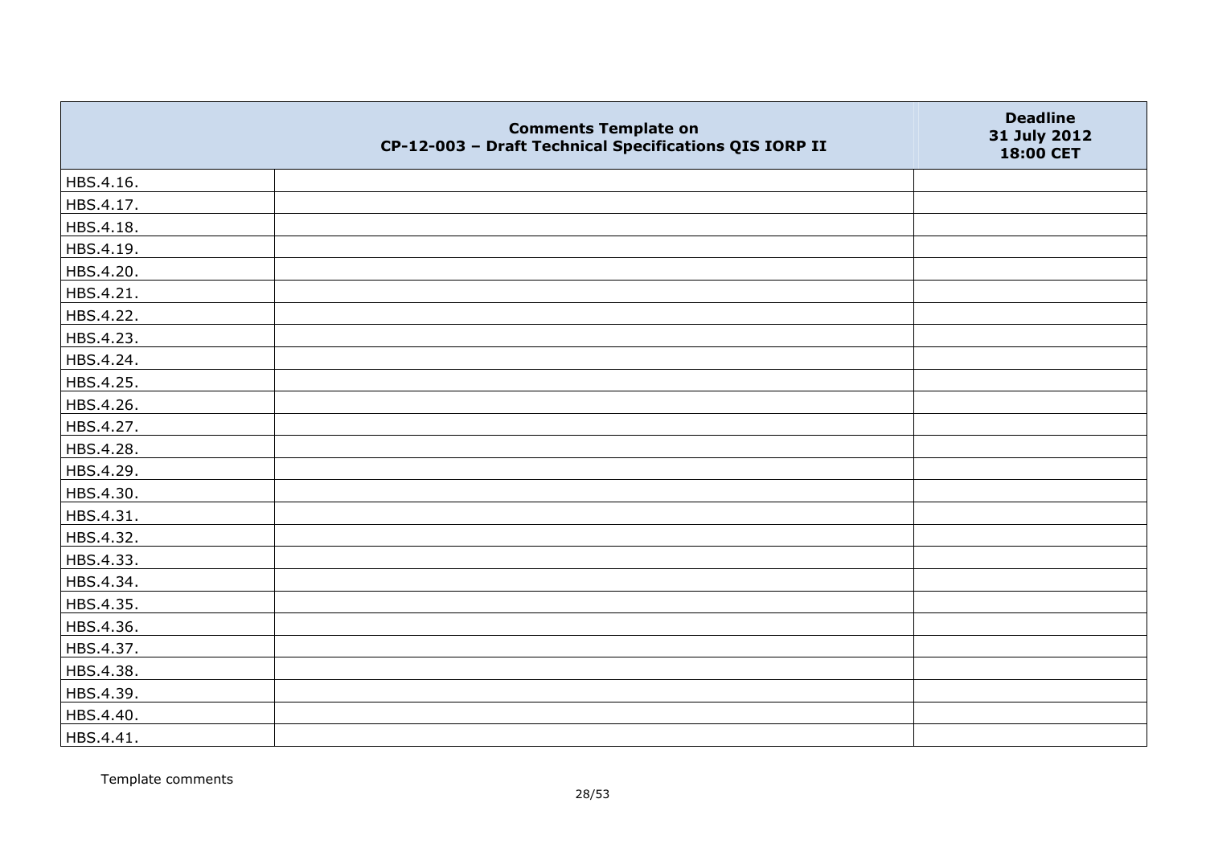| | Comments Template on CP-12-003 – Draft Technical Specifications QIS IORP II | Deadline 31 July 2012 18:00 CET |
|---|---|---|
| HBS.4.16. | | |
| HBS.4.17. | | |
| HBS.4.18. | | |
| HBS.4.19. | | |
| HBS.4.20. | | |
| HBS.4.21. | | |
| HBS.4.22. | | |
| HBS.4.23. | | |
| HBS.4.24. | | |
| HBS.4.25. | | |
| HBS.4.26. | | |
| HBS.4.27. | | |
| HBS.4.28. | | |
| HBS.4.29. | | |
| HBS.4.30. | | |
| HBS.4.31. | | |
| HBS.4.32. | | |
| HBS.4.33. | | |
| HBS.4.34. | | |
| HBS.4.35. | | |
| HBS.4.36. | | |
| HBS.4.37. | | |
| HBS.4.38. | | |
| HBS.4.39. | | |
| HBS.4.40. | | |
| HBS.4.41. | | |

Template comments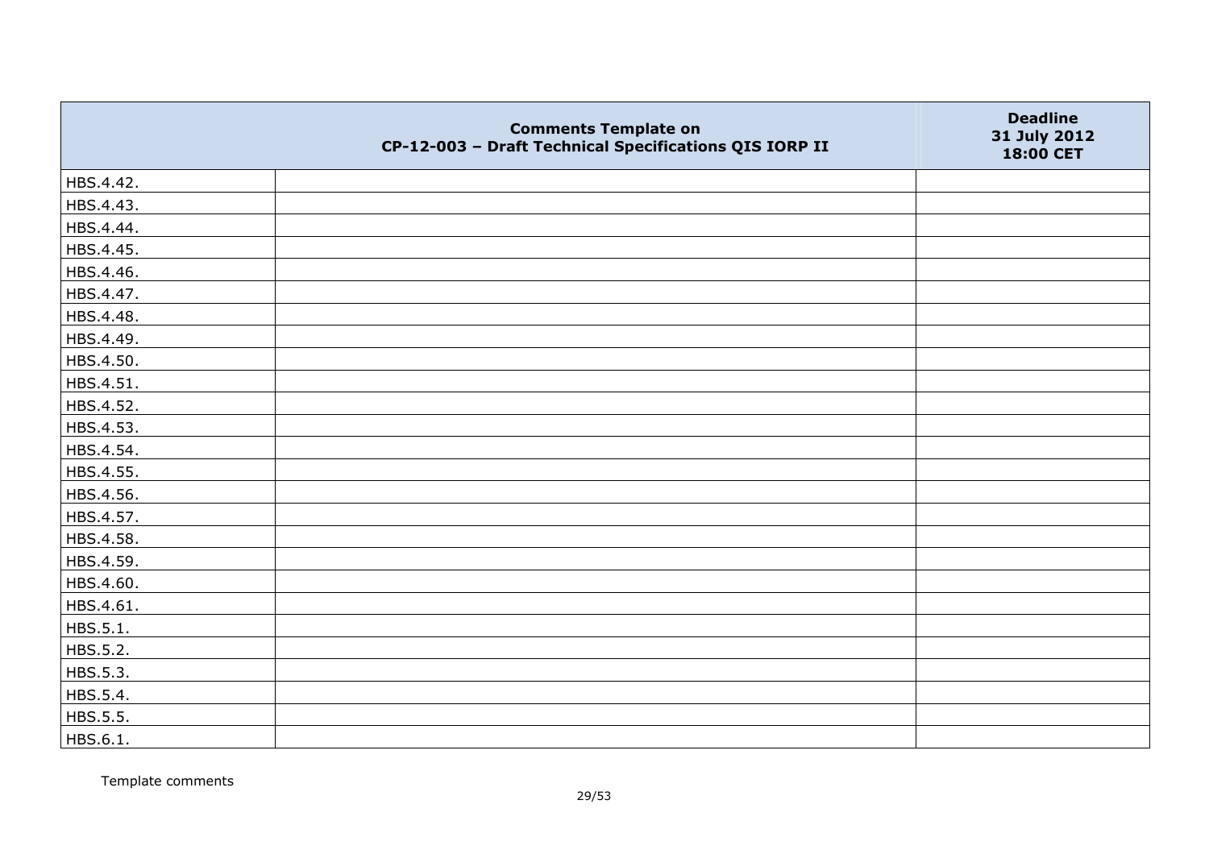| | Comments Template on CP-12-003 – Draft Technical Specifications QIS IORP II | Deadline 31 July 2012 18:00 CET |
|---|---|---|
| HBS.4.42. | | |
| HBS.4.43. | | |
| HBS.4.44. | | |
| HBS.4.45. | | |
| HBS.4.46. | | |
| HBS.4.47. | | |
| HBS.4.48. | | |
| HBS.4.49. | | |
| HBS.4.50. | | |
| HBS.4.51. | | |
| HBS.4.52. | | |
| HBS.4.53. | | |
| HBS.4.54. | | |
| HBS.4.55. | | |
| HBS.4.56. | | |
| HBS.4.57. | | |
| HBS.4.58. | | |
| HBS.4.59. | | |
| HBS.4.60. | | |
| HBS.4.61. | | |
| HBS.5.1. | | |
| HBS.5.2. | | |
| HBS.5.3. | | |
| HBS.5.4. | | |
| HBS.5.5. | | |
| HBS.6.1. | | |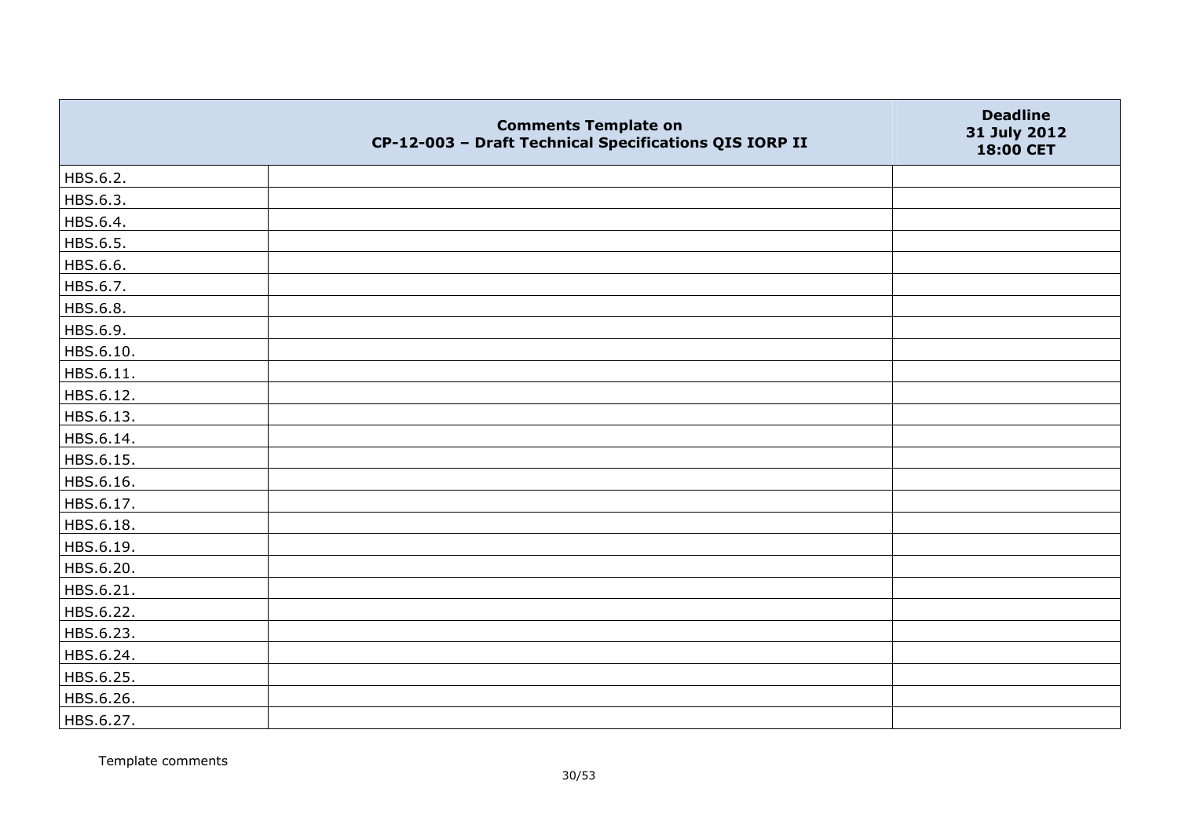| | Comments Template on CP-12-003 – Draft Technical Specifications QIS IORP II | Deadline 31 July 2012 18:00 CET |
|---|---|---|
| HBS.6.2. | | |
| HBS.6.3. | | |
| HBS.6.4. | | |
| HBS.6.5. | | |
| HBS.6.6. | | |
| HBS.6.7. | | |
| HBS.6.8. | | |
| HBS.6.9. | | |
| HBS.6.10. | | |
| HBS.6.11. | | |
| HBS.6.12. | | |
| HBS.6.13. | | |
| HBS.6.14. | | |
| HBS.6.15. | | |
| HBS.6.16. | | |
| HBS.6.17. | | |
| HBS.6.18. | | |
| HBS.6.19. | | |
| HBS.6.20. | | |
| HBS.6.21. | | |
| HBS.6.22. | | |
| HBS.6.23. | | |
| HBS.6.24. | | |
| HBS.6.25. | | |
| HBS.6.26. | | |
| HBS.6.27. | | |

Template comments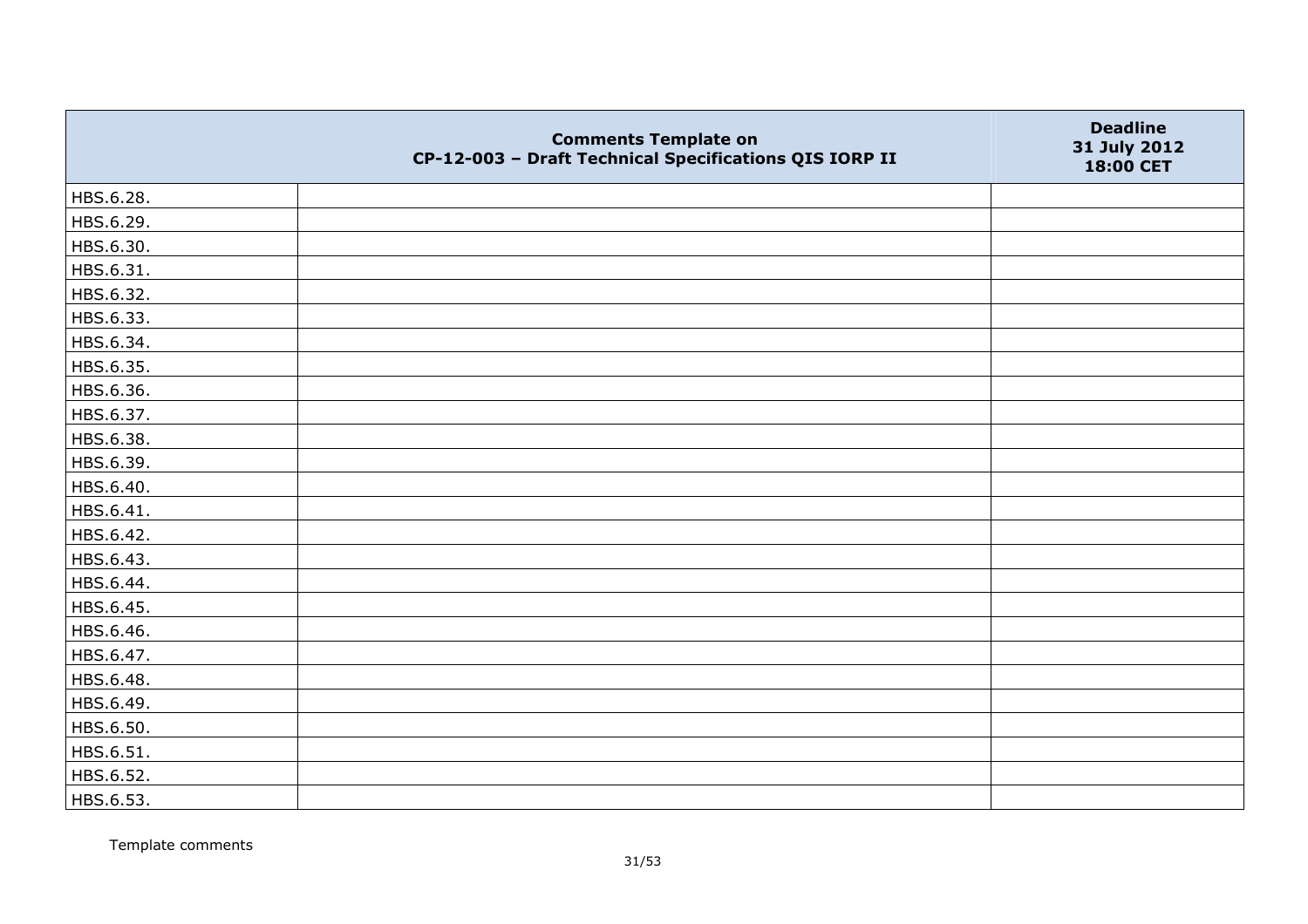| | Comments Template on CP-12-003 – Draft Technical Specifications QIS IORP II | Deadline 31 July 2012 18:00 CET |
|---|---|---|
| HBS.6.28. | | |
| HBS.6.29. | | |
| HBS.6.30. | | |
| HBS.6.31. | | |
| HBS.6.32. | | |
| HBS.6.33. | | |
| HBS.6.34. | | |
| HBS.6.35. | | |
| HBS.6.36. | | |
| HBS.6.37. | | |
| HBS.6.38. | | |
| HBS.6.39. | | |
| HBS.6.40. | | |
| HBS.6.41. | | |
| HBS.6.42. | | |
| HBS.6.43. | | |
| HBS.6.44. | | |
| HBS.6.45. | | |
| HBS.6.46. | | |
| HBS.6.47. | | |
| HBS.6.48. | | |
| HBS.6.49. | | |
| HBS.6.50. | | |
| HBS.6.51. | | |
| HBS.6.52. | | |
| HBS.6.53. | | |

Template comments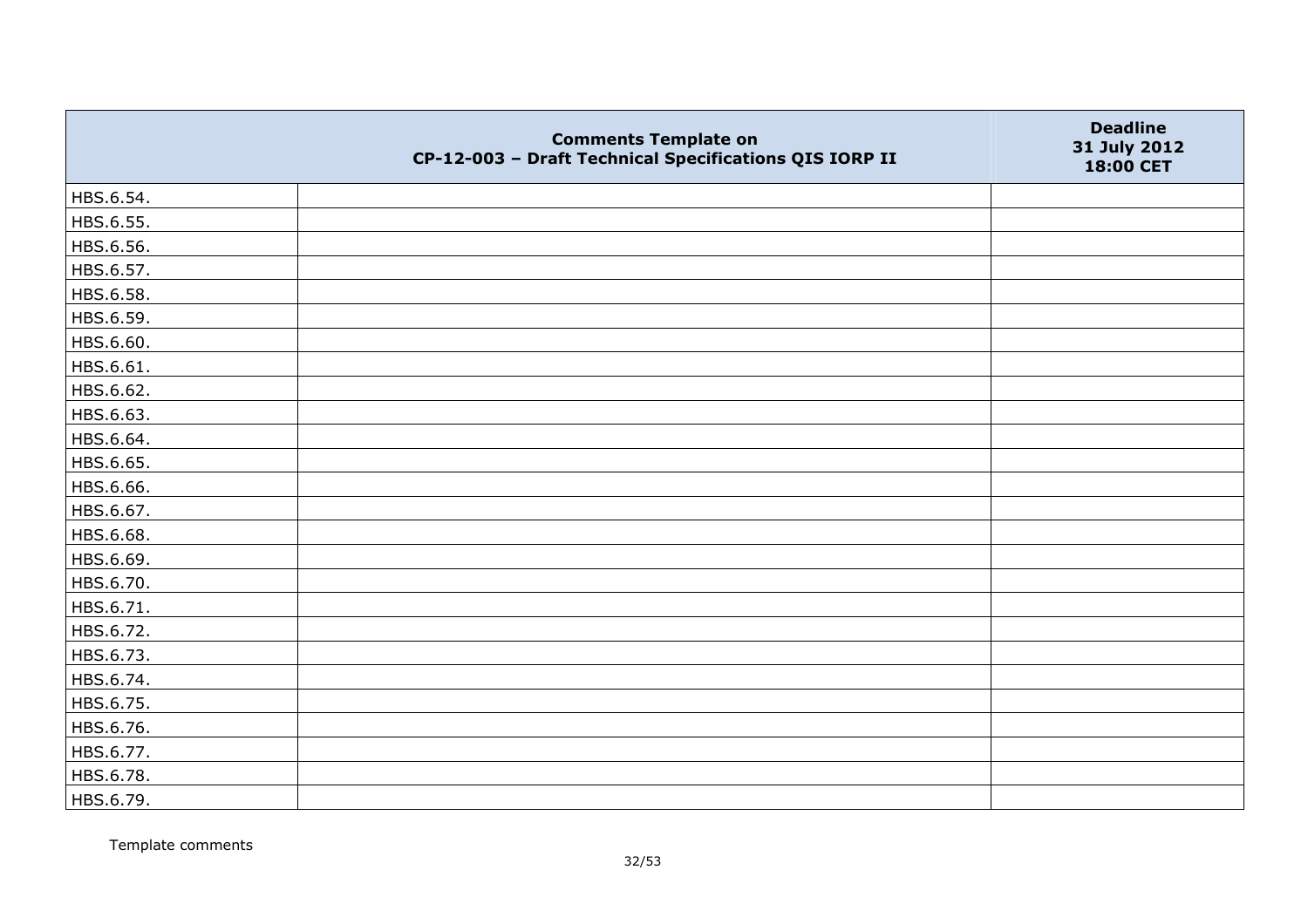| | Comments Template on CP-12-003 – Draft Technical Specifications QIS IORP II | Deadline 31 July 2012 18:00 CET |
|---|---|---|
| HBS.6.54. | | |
| HBS.6.55. | | |
| HBS.6.56. | | |
| HBS.6.57. | | |
| HBS.6.58. | | |
| HBS.6.59. | | |
| HBS.6.60. | | |
| HBS.6.61. | | |
| HBS.6.62. | | |
| HBS.6.63. | | |
| HBS.6.64. | | |
| HBS.6.65. | | |
| HBS.6.66. | | |
| HBS.6.67. | | |
| HBS.6.68. | | |
| HBS.6.69. | | |
| HBS.6.70. | | |
| HBS.6.71. | | |
| HBS.6.72. | | |
| HBS.6.73. | | |
| HBS.6.74. | | |
| HBS.6.75. | | |
| HBS.6.76. | | |
| HBS.6.77. | | |
| HBS.6.78. | | |
| HBS.6.79. | | |

Template comments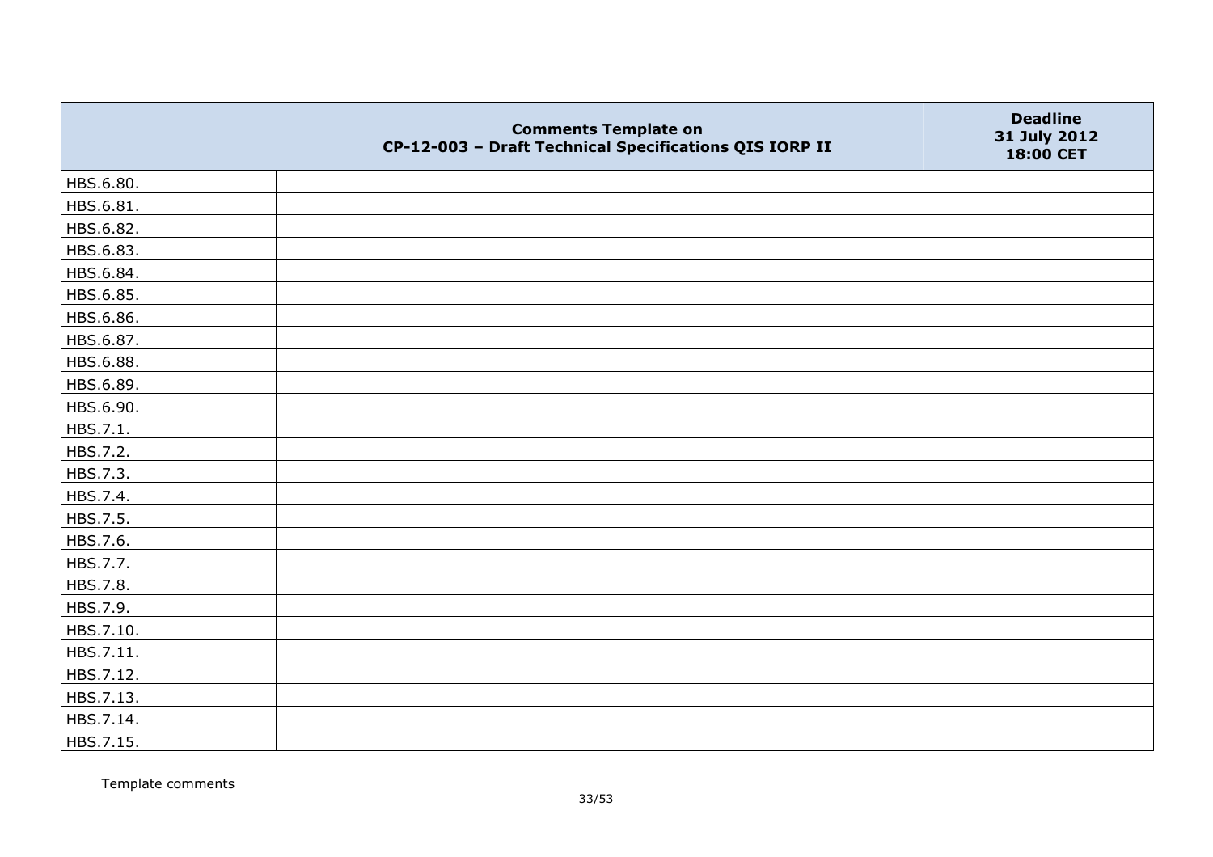| | Comments Template on CP-12-003 – Draft Technical Specifications QIS IORP II | Deadline 31 July 2012 18:00 CET |
|---|---|---|
| HBS.6.80. | | |
| HBS.6.81. | | |
| HBS.6.82. | | |
| HBS.6.83. | | |
| HBS.6.84. | | |
| HBS.6.85. | | |
| HBS.6.86. | | |
| HBS.6.87. | | |
| HBS.6.88. | | |
| HBS.6.89. | | |
| HBS.6.90. | | |
| HBS.7.1. | | |
| HBS.7.2. | | |
| HBS.7.3. | | |
| HBS.7.4. | | |
| HBS.7.5. | | |
| HBS.7.6. | | |
| HBS.7.7. | | |
| HBS.7.8. | | |
| HBS.7.9. | | |
| HBS.7.10. | | |
| HBS.7.11. | | |
| HBS.7.12. | | |
| HBS.7.13. | | |
| HBS.7.14. | | |
| HBS.7.15. | | |

Template comments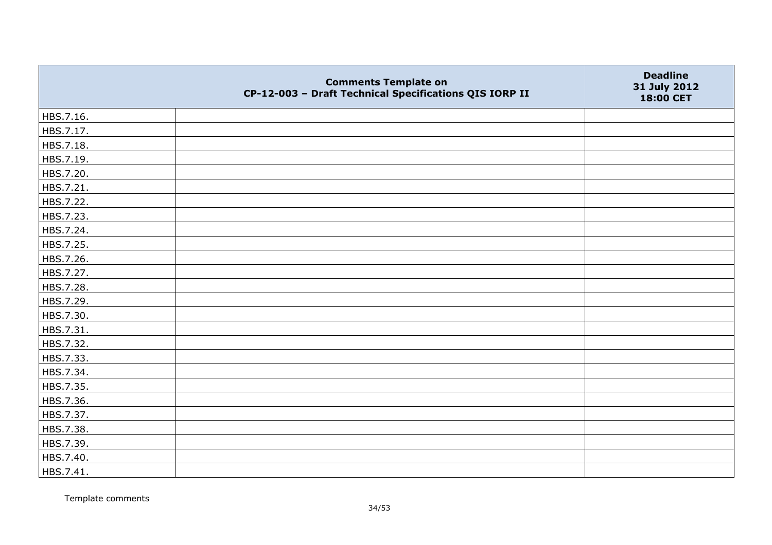|  | Comments Template on CP-12-003 – Draft Technical Specifications QIS IORP II | Deadline 31 July 2012 18:00 CET |
|---|---|---|
| HBS.7.16. |  |  |
| HBS.7.17. |  |  |
| HBS.7.18. |  |  |
| HBS.7.19. |  |  |
| HBS.7.20. |  |  |
| HBS.7.21. |  |  |
| HBS.7.22. |  |  |
| HBS.7.23. |  |  |
| HBS.7.24. |  |  |
| HBS.7.25. |  |  |
| HBS.7.26. |  |  |
| HBS.7.27. |  |  |
| HBS.7.28. |  |  |
| HBS.7.29. |  |  |
| HBS.7.30. |  |  |
| HBS.7.31. |  |  |
| HBS.7.32. |  |  |
| HBS.7.33. |  |  |
| HBS.7.34. |  |  |
| HBS.7.35. |  |  |
| HBS.7.36. |  |  |
| HBS.7.37. |  |  |
| HBS.7.38. |  |  |
| HBS.7.39. |  |  |
| HBS.7.40. |  |  |
| HBS.7.41. |  |  |

Template comments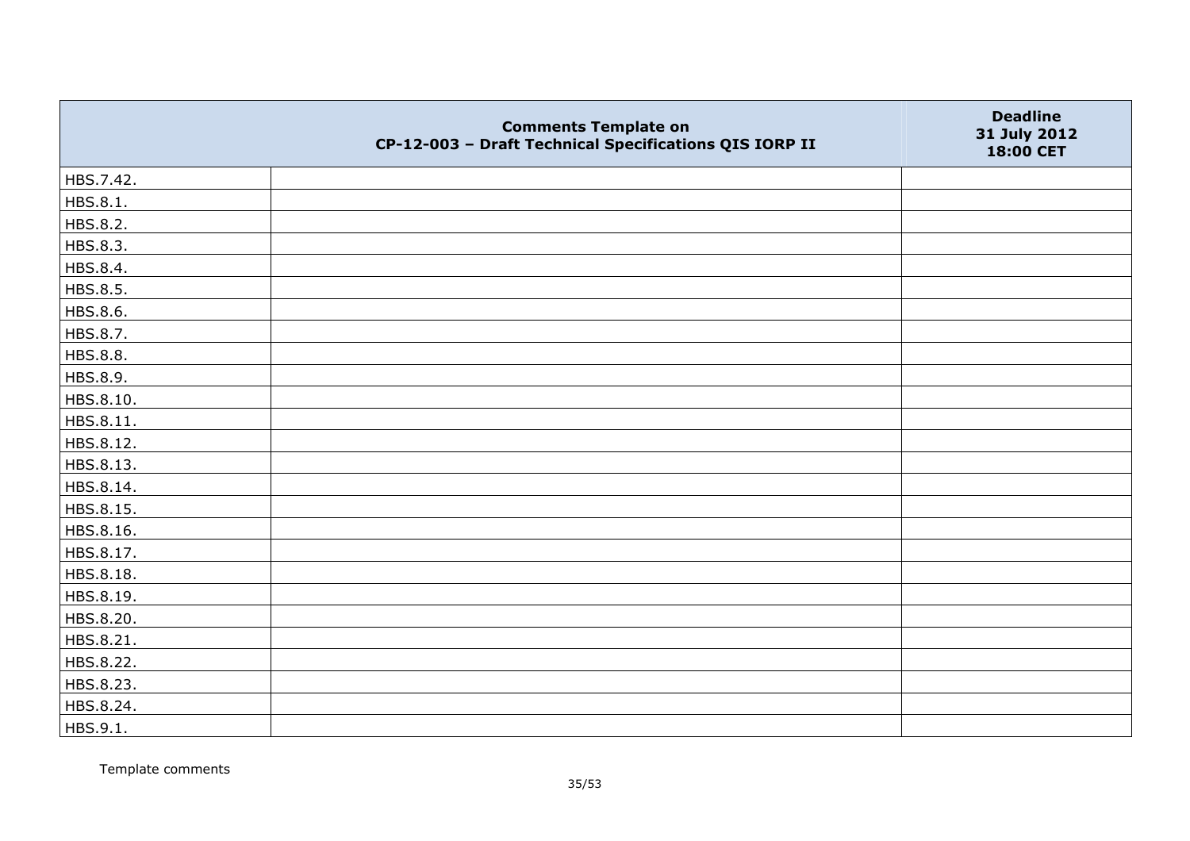| | Comments Template on CP-12-003 – Draft Technical Specifications QIS IORP II | Deadline 31 July 2012 18:00 CET |
|---|---|---|
| HBS.7.42. | | |
| HBS.8.1. | | |
| HBS.8.2. | | |
| HBS.8.3. | | |
| HBS.8.4. | | |
| HBS.8.5. | | |
| HBS.8.6. | | |
| HBS.8.7. | | |
| HBS.8.8. | | |
| HBS.8.9. | | |
| HBS.8.10. | | |
| HBS.8.11. | | |
| HBS.8.12. | | |
| HBS.8.13. | | |
| HBS.8.14. | | |
| HBS.8.15. | | |
| HBS.8.16. | | |
| HBS.8.17. | | |
| HBS.8.18. | | |
| HBS.8.19. | | |
| HBS.8.20. | | |
| HBS.8.21. | | |
| HBS.8.22. | | |
| HBS.8.23. | | |
| HBS.8.24. | | |
| HBS.9.1. | | |

Template comments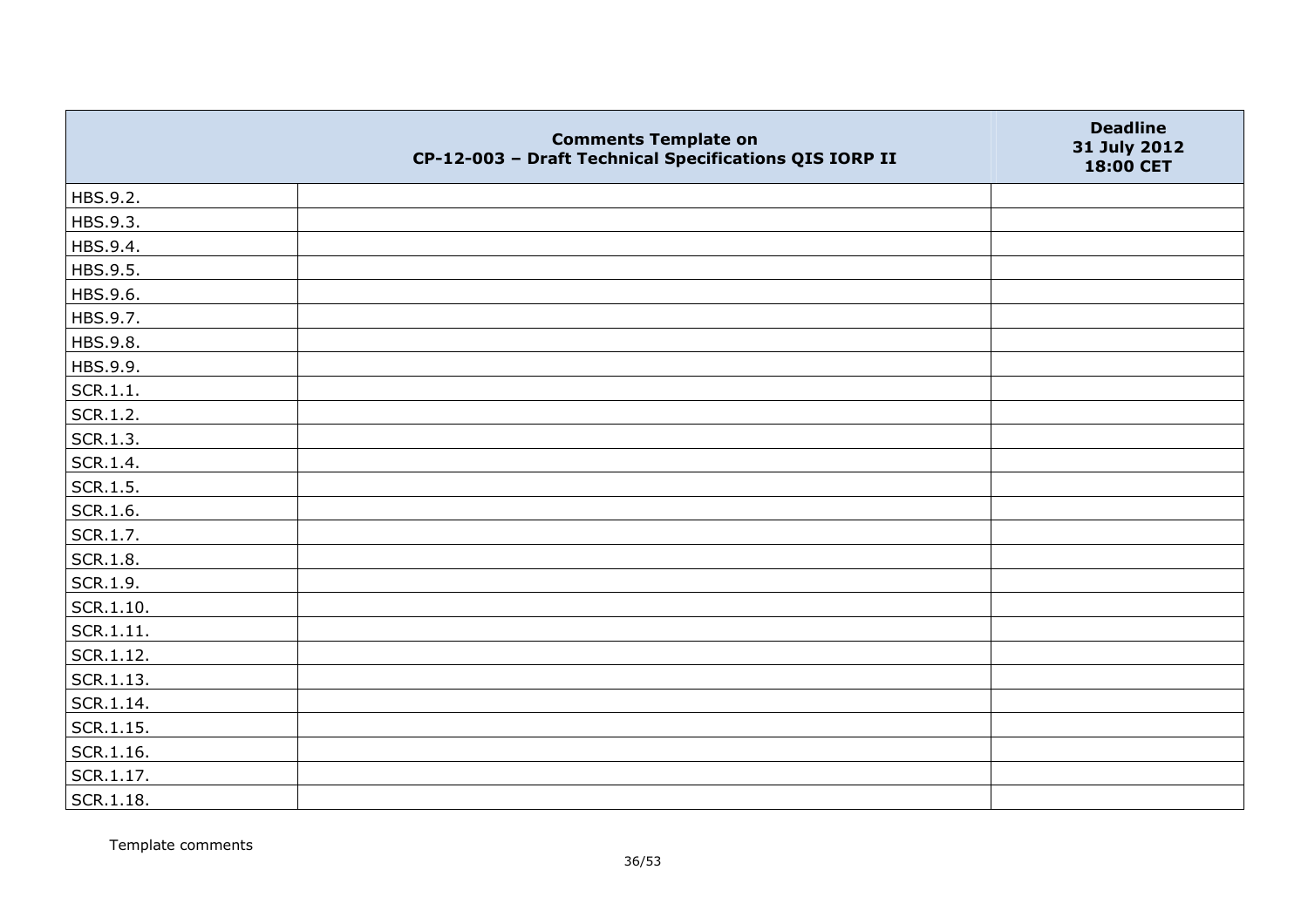|  | **Comments Template on CP-12-003 – Draft Technical Specifications QIS IORP II** | **Deadline 31 July 2012 18:00 CET** |
|---|---|---|
| HBS.9.2. |  |  |
| HBS.9.3. |  |  |
| HBS.9.4. |  |  |
| HBS.9.5. |  |  |
| HBS.9.6. |  |  |
| HBS.9.7. |  |  |
| HBS.9.8. |  |  |
| HBS.9.9. |  |  |
| SCR.1.1. |  |  |
| SCR.1.2. |  |  |
| SCR.1.3. |  |  |
| SCR.1.4. |  |  |
| SCR.1.5. |  |  |
| SCR.1.6. |  |  |
| SCR.1.7. |  |  |
| SCR.1.8. |  |  |
| SCR.1.9. |  |  |
| SCR.1.10. |  |  |
| SCR.1.11. |  |  |
| SCR.1.12. |  |  |
| SCR.1.13. |  |  |
| SCR.1.14. |  |  |
| SCR.1.15. |  |  |
| SCR.1.16. |  |  |
| SCR.1.17. |  |  |
| SCR.1.18. |  |  |

Template comments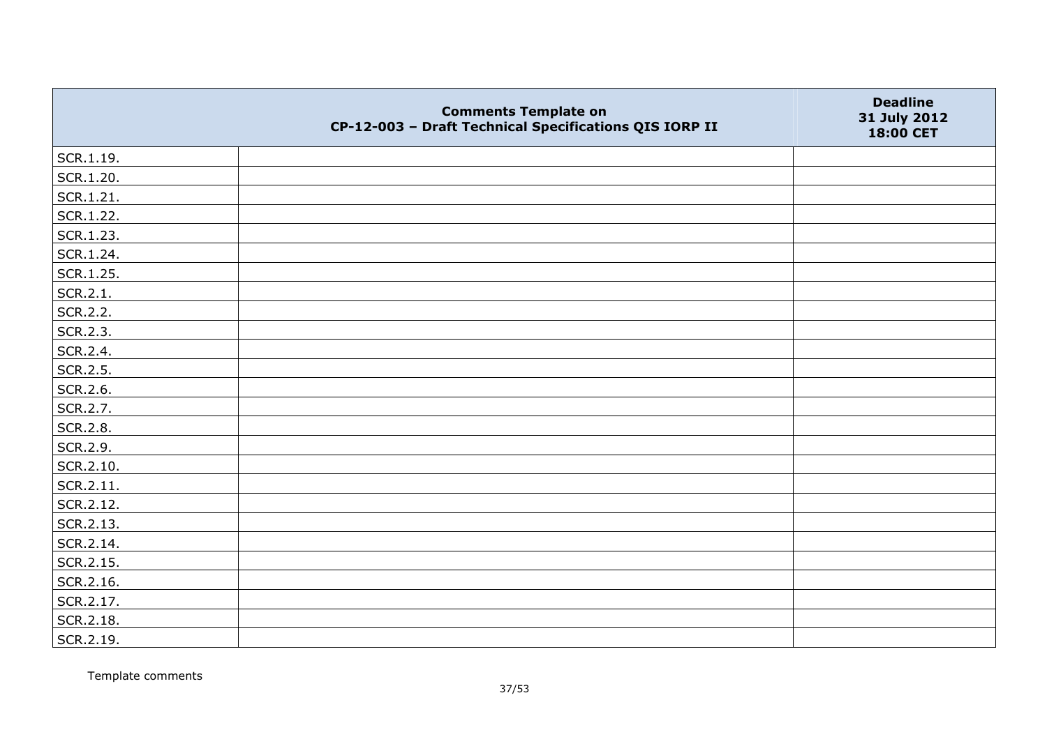| | Comments Template on CP-12-003 – Draft Technical Specifications QIS IORP II | Deadline 31 July 2012 18:00 CET |
|---|---|---|
| SCR.1.19. | | |
| SCR.1.20. | | |
| SCR.1.21. | | |
| SCR.1.22. | | |
| SCR.1.23. | | |
| SCR.1.24. | | |
| SCR.1.25. | | |
| SCR.2.1. | | |
| SCR.2.2. | | |
| SCR.2.3. | | |
| SCR.2.4. | | |
| SCR.2.5. | | |
| SCR.2.6. | | |
| SCR.2.7. | | |
| SCR.2.8. | | |
| SCR.2.9. | | |
| SCR.2.10. | | |
| SCR.2.11. | | |
| SCR.2.12. | | |
| SCR.2.13. | | |
| SCR.2.14. | | |
| SCR.2.15. | | |
| SCR.2.16. | | |
| SCR.2.17. | | |
| SCR.2.18. | | |
| SCR.2.19. | | |

Template comments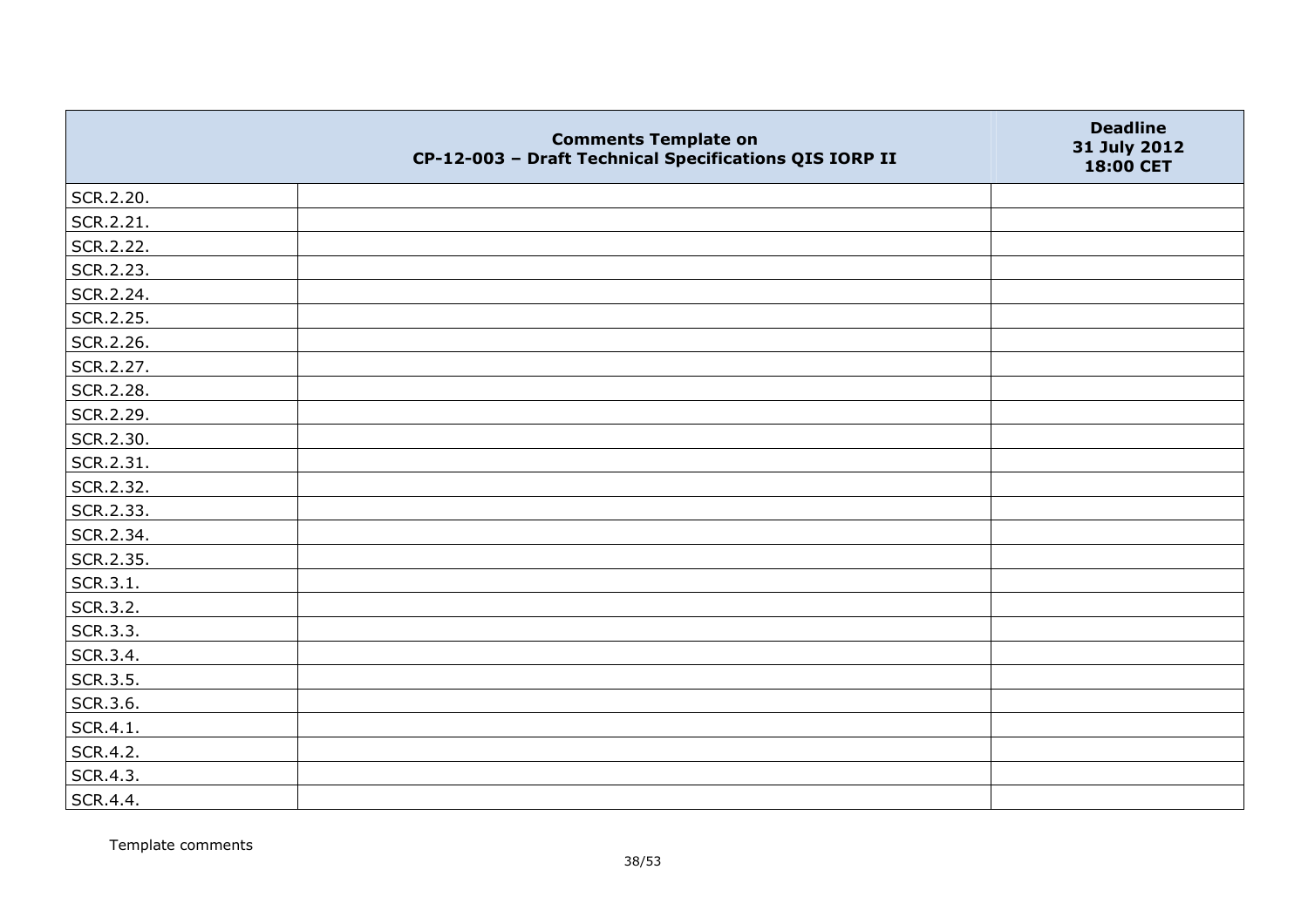| | Comments Template on CP-12-003 – Draft Technical Specifications QIS IORP II | Deadline 31 July 2012 18:00 CET |
|---|---|---|
| SCR.2.20. | | |
| SCR.2.21. | | |
| SCR.2.22. | | |
| SCR.2.23. | | |
| SCR.2.24. | | |
| SCR.2.25. | | |
| SCR.2.26. | | |
| SCR.2.27. | | |
| SCR.2.28. | | |
| SCR.2.29. | | |
| SCR.2.30. | | |
| SCR.2.31. | | |
| SCR.2.32. | | |
| SCR.2.33. | | |
| SCR.2.34. | | |
| SCR.2.35. | | |
| SCR.3.1. | | |
| SCR.3.2. | | |
| SCR.3.3. | | |
| SCR.3.4. | | |
| SCR.3.5. | | |
| SCR.3.6. | | |
| SCR.4.1. | | |
| SCR.4.2. | | |
| SCR.4.3. | | |
| SCR.4.4. | | |

Template comments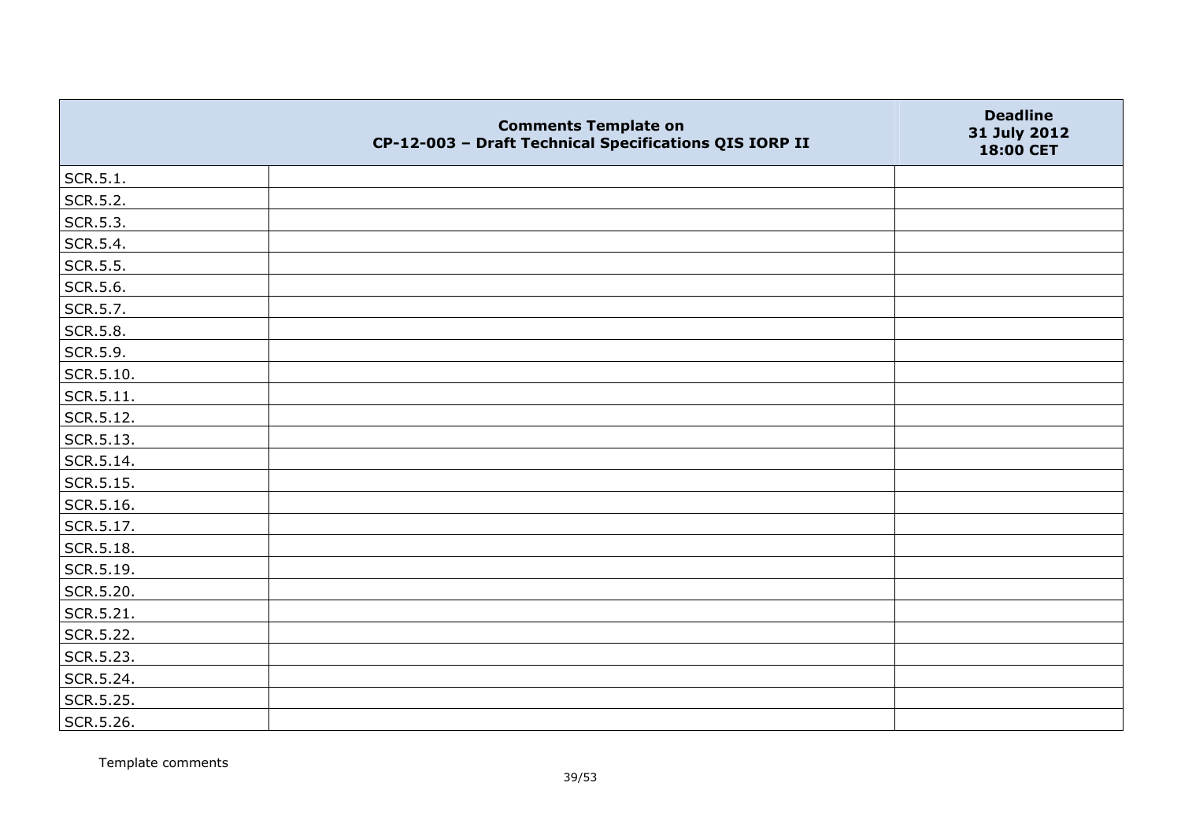| | Comments Template on CP-12-003 – Draft Technical Specifications QIS IORP II | Deadline 31 July 2012 18:00 CET |
|---|---|---|
| SCR.5.1. | | |
| SCR.5.2. | | |
| SCR.5.3. | | |
| SCR.5.4. | | |
| SCR.5.5. | | |
| SCR.5.6. | | |
| SCR.5.7. | | |
| SCR.5.8. | | |
| SCR.5.9. | | |
| SCR.5.10. | | |
| SCR.5.11. | | |
| SCR.5.12. | | |
| SCR.5.13. | | |
| SCR.5.14. | | |
| SCR.5.15. | | |
| SCR.5.16. | | |
| SCR.5.17. | | |
| SCR.5.18. | | |
| SCR.5.19. | | |
| SCR.5.20. | | |
| SCR.5.21. | | |
| SCR.5.22. | | |
| SCR.5.23. | | |
| SCR.5.24. | | |
| SCR.5.25. | | |
| SCR.5.26. | | |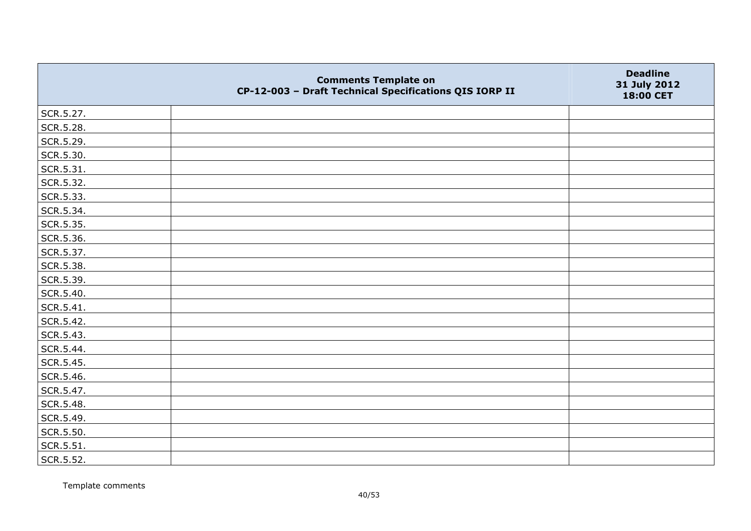| | Comments Template on CP-12-003 – Draft Technical Specifications QIS IORP II | Deadline 31 July 2012 18:00 CET |
|---|---|---|
| SCR.5.27. | | |
| SCR.5.28. | | |
| SCR.5.29. | | |
| SCR.5.30. | | |
| SCR.5.31. | | |
| SCR.5.32. | | |
| SCR.5.33. | | |
| SCR.5.34. | | |
| SCR.5.35. | | |
| SCR.5.36. | | |
| SCR.5.37. | | |
| SCR.5.38. | | |
| SCR.5.39. | | |
| SCR.5.40. | | |
| SCR.5.41. | | |
| SCR.5.42. | | |
| SCR.5.43. | | |
| SCR.5.44. | | |
| SCR.5.45. | | |
| SCR.5.46. | | |
| SCR.5.47. | | |
| SCR.5.48. | | |
| SCR.5.49. | | |
| SCR.5.50. | | |
| SCR.5.51. | | |
| SCR.5.52. | | |

Template comments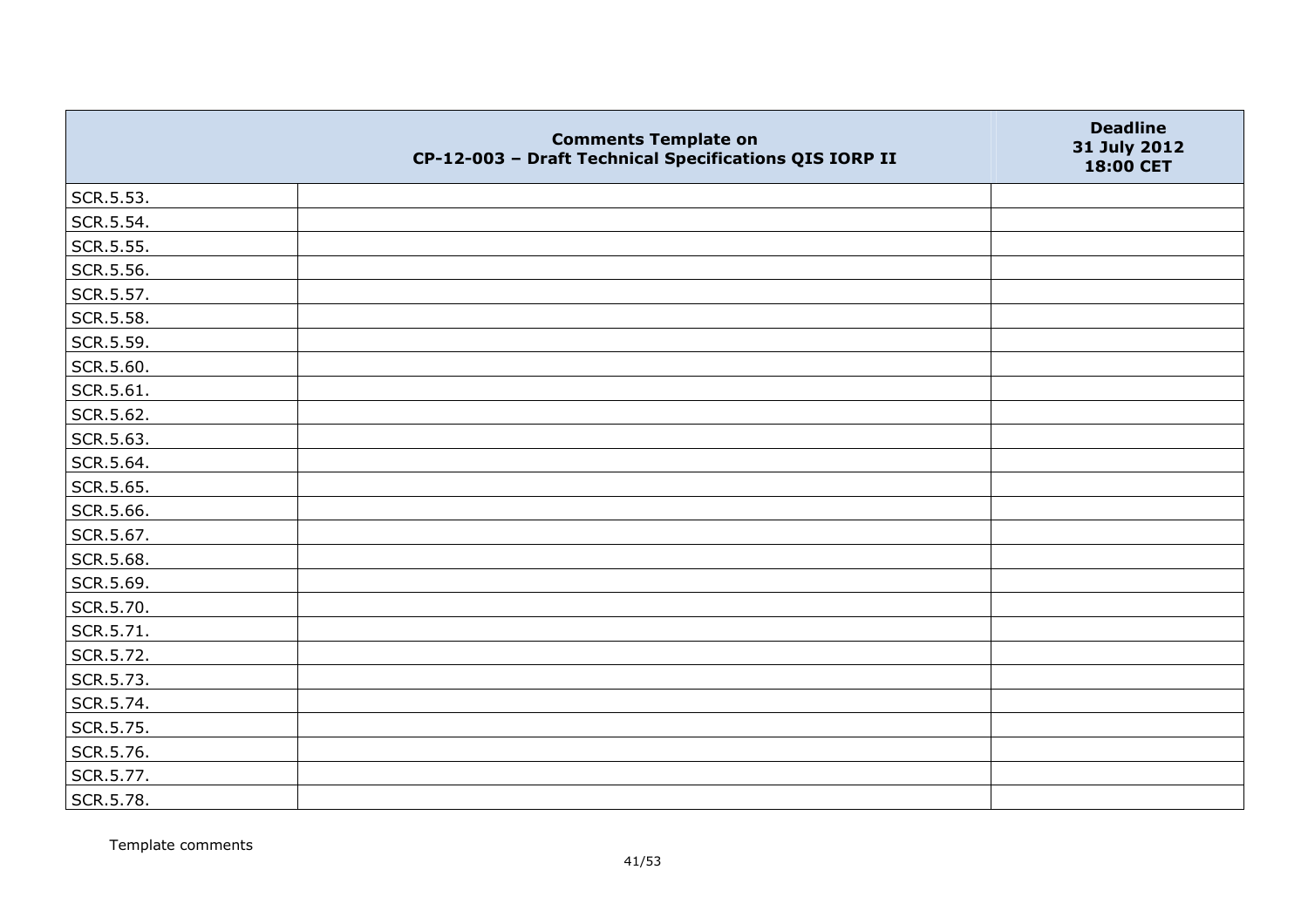|  | Comments Template on CP-12-003 – Draft Technical Specifications QIS IORP II | Deadline 31 July 2012 18:00 CET |
|---|---|---|
| SCR.5.53. |  |  |
| SCR.5.54. |  |  |
| SCR.5.55. |  |  |
| SCR.5.56. |  |  |
| SCR.5.57. |  |  |
| SCR.5.58. |  |  |
| SCR.5.59. |  |  |
| SCR.5.60. |  |  |
| SCR.5.61. |  |  |
| SCR.5.62. |  |  |
| SCR.5.63. |  |  |
| SCR.5.64. |  |  |
| SCR.5.65. |  |  |
| SCR.5.66. |  |  |
| SCR.5.67. |  |  |
| SCR.5.68. |  |  |
| SCR.5.69. |  |  |
| SCR.5.70. |  |  |
| SCR.5.71. |  |  |
| SCR.5.72. |  |  |
| SCR.5.73. |  |  |
| SCR.5.74. |  |  |
| SCR.5.75. |  |  |
| SCR.5.76. |  |  |
| SCR.5.77. |  |  |
| SCR.5.78. |  |  |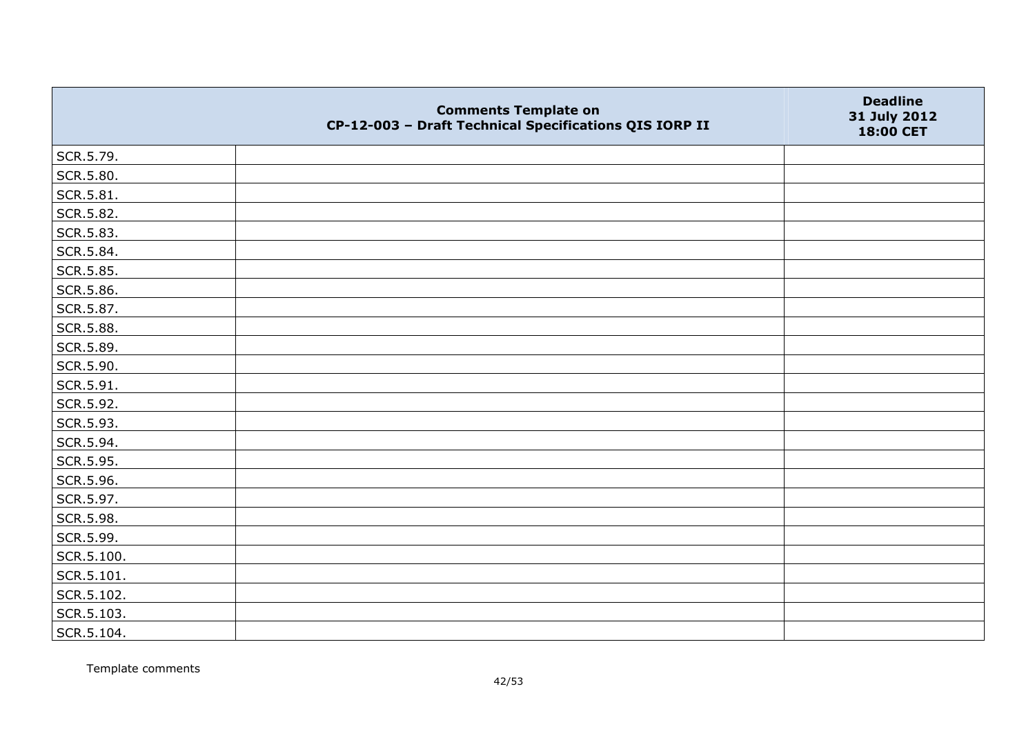|  | Comments Template on<br>CP-12-003 – Draft Technical Specifications QIS IORP II | Deadline<br>31 July 2012<br>18:00 CET |
|---|---|---|
| SCR.5.79. |  |  |
| SCR.5.80. |  |  |
| SCR.5.81. |  |  |
| SCR.5.82. |  |  |
| SCR.5.83. |  |  |
| SCR.5.84. |  |  |
| SCR.5.85. |  |  |
| SCR.5.86. |  |  |
| SCR.5.87. |  |  |
| SCR.5.88. |  |  |
| SCR.5.89. |  |  |
| SCR.5.90. |  |  |
| SCR.5.91. |  |  |
| SCR.5.92. |  |  |
| SCR.5.93. |  |  |
| SCR.5.94. |  |  |
| SCR.5.95. |  |  |
| SCR.5.96. |  |  |
| SCR.5.97. |  |  |
| SCR.5.98. |  |  |
| SCR.5.99. |  |  |
| SCR.5.100. |  |  |
| SCR.5.101. |  |  |
| SCR.5.102. |  |  |
| SCR.5.103. |  |  |
| SCR.5.104. |  |  |

Template comments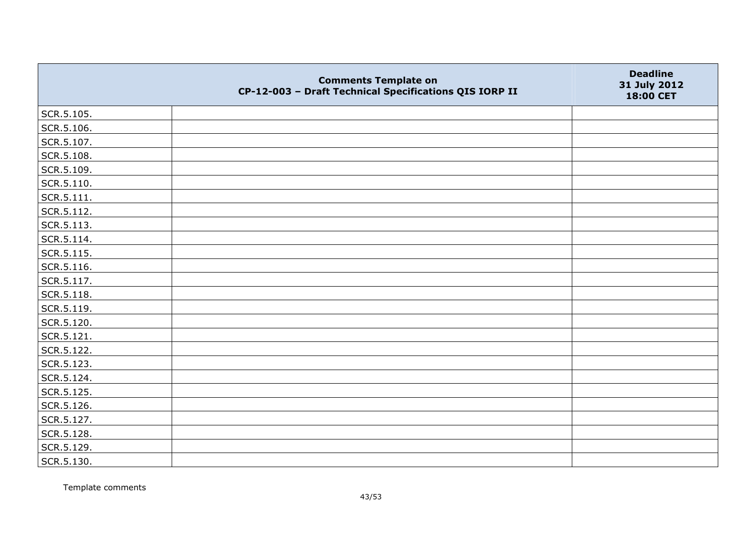| | Comments Template on CP-12-003 – Draft Technical Specifications QIS IORP II | Deadline 31 July 2012 18:00 CET |
|---|---|---|
| SCR.5.105. | | |
| SCR.5.106. | | |
| SCR.5.107. | | |
| SCR.5.108. | | |
| SCR.5.109. | | |
| SCR.5.110. | | |
| SCR.5.111. | | |
| SCR.5.112. | | |
| SCR.5.113. | | |
| SCR.5.114. | | |
| SCR.5.115. | | |
| SCR.5.116. | | |
| SCR.5.117. | | |
| SCR.5.118. | | |
| SCR.5.119. | | |
| SCR.5.120. | | |
| SCR.5.121. | | |
| SCR.5.122. | | |
| SCR.5.123. | | |
| SCR.5.124. | | |
| SCR.5.125. | | |
| SCR.5.126. | | |
| SCR.5.127. | | |
| SCR.5.128. | | |
| SCR.5.129. | | |
| SCR.5.130. | | |

Template comments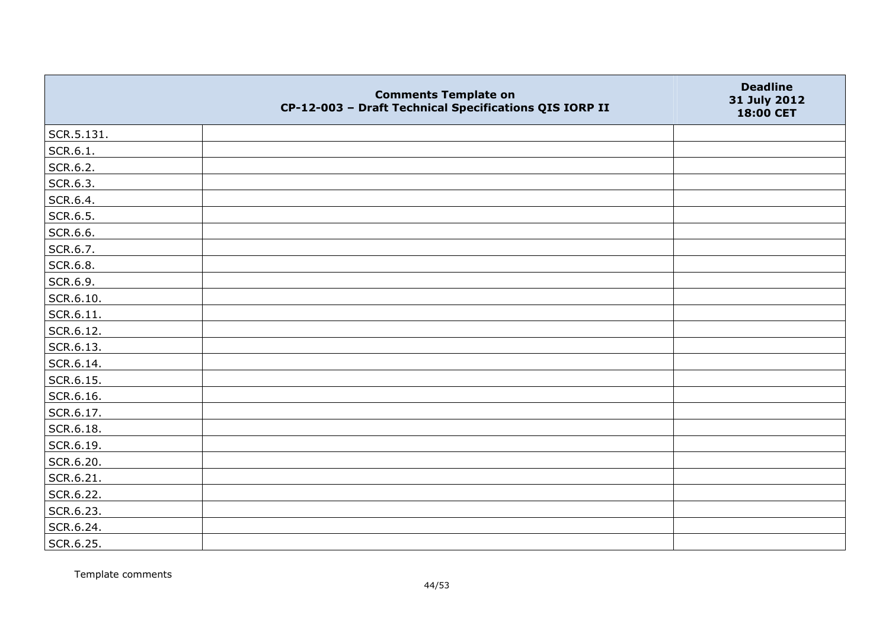| | Comments Template on CP-12-003 – Draft Technical Specifications QIS IORP II | Deadline 31 July 2012 18:00 CET |
|---|---|---|
| SCR.5.131. | | |
| SCR.6.1. | | |
| SCR.6.2. | | |
| SCR.6.3. | | |
| SCR.6.4. | | |
| SCR.6.5. | | |
| SCR.6.6. | | |
| SCR.6.7. | | |
| SCR.6.8. | | |
| SCR.6.9. | | |
| SCR.6.10. | | |
| SCR.6.11. | | |
| SCR.6.12. | | |
| SCR.6.13. | | |
| SCR.6.14. | | |
| SCR.6.15. | | |
| SCR.6.16. | | |
| SCR.6.17. | | |
| SCR.6.18. | | |
| SCR.6.19. | | |
| SCR.6.20. | | |
| SCR.6.21. | | |
| SCR.6.22. | | |
| SCR.6.23. | | |
| SCR.6.24. | | |
| SCR.6.25. | | |

Template comments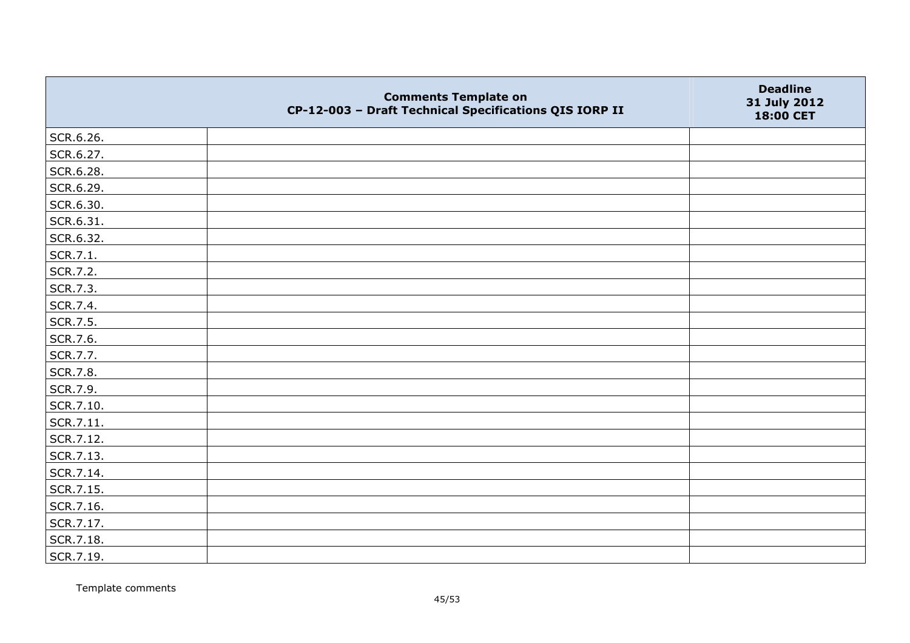|  | Comments Template on CP-12-003 – Draft Technical Specifications QIS IORP II | Deadline 31 July 2012 18:00 CET |
|---|---|---|
| SCR.6.26. |  |  |
| SCR.6.27. |  |  |
| SCR.6.28. |  |  |
| SCR.6.29. |  |  |
| SCR.6.30. |  |  |
| SCR.6.31. |  |  |
| SCR.6.32. |  |  |
| SCR.7.1. |  |  |
| SCR.7.2. |  |  |
| SCR.7.3. |  |  |
| SCR.7.4. |  |  |
| SCR.7.5. |  |  |
| SCR.7.6. |  |  |
| SCR.7.7. |  |  |
| SCR.7.8. |  |  |
| SCR.7.9. |  |  |
| SCR.7.10. |  |  |
| SCR.7.11. |  |  |
| SCR.7.12. |  |  |
| SCR.7.13. |  |  |
| SCR.7.14. |  |  |
| SCR.7.15. |  |  |
| SCR.7.16. |  |  |
| SCR.7.17. |  |  |
| SCR.7.18. |  |  |
| SCR.7.19. |  |  |

Template comments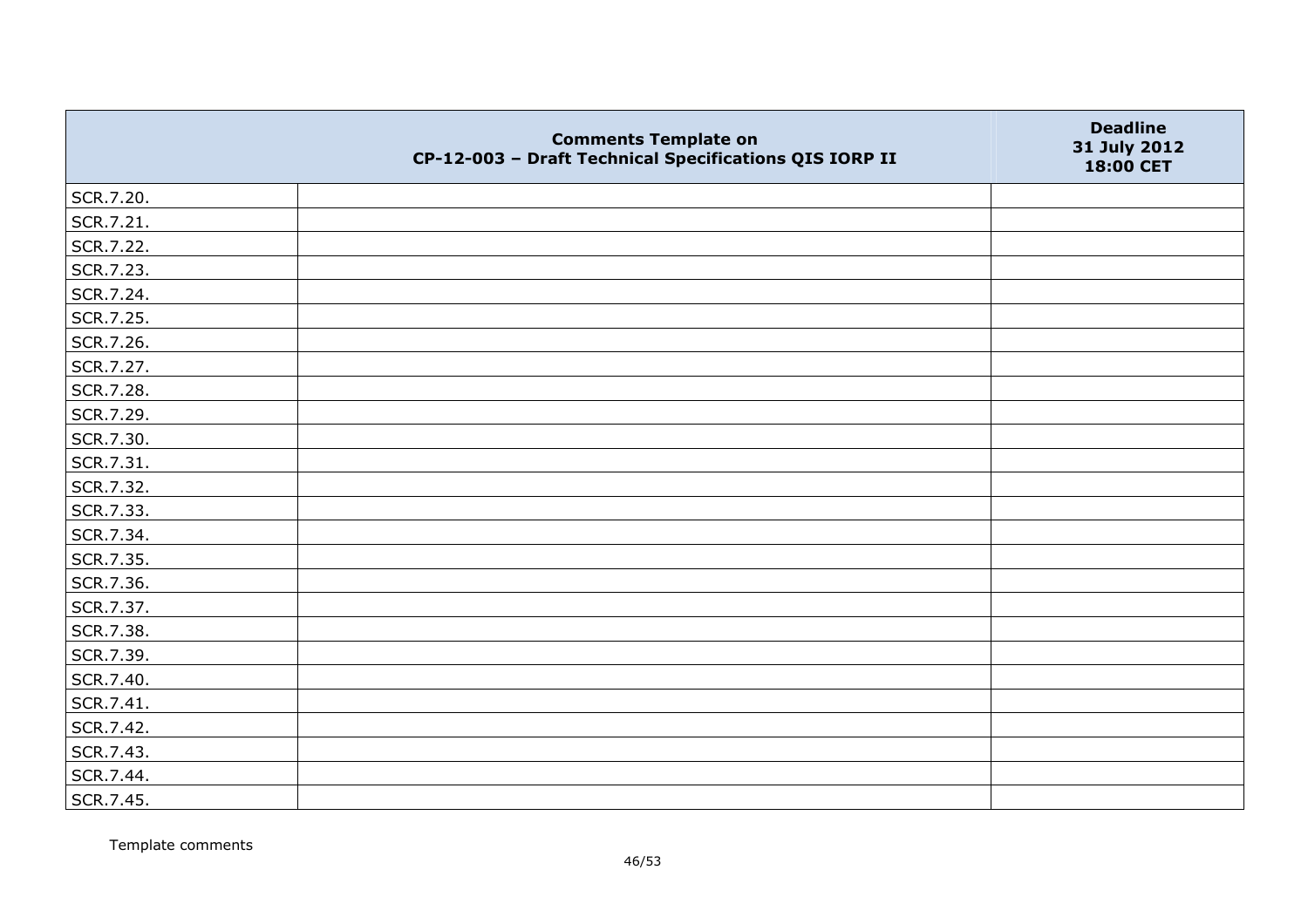| | Comments Template on CP-12-003 – Draft Technical Specifications QIS IORP II | Deadline 31 July 2012 18:00 CET |
|---|---|---|
| SCR.7.20. | | |
| SCR.7.21. | | |
| SCR.7.22. | | |
| SCR.7.23. | | |
| SCR.7.24. | | |
| SCR.7.25. | | |
| SCR.7.26. | | |
| SCR.7.27. | | |
| SCR.7.28. | | |
| SCR.7.29. | | |
| SCR.7.30. | | |
| SCR.7.31. | | |
| SCR.7.32. | | |
| SCR.7.33. | | |
| SCR.7.34. | | |
| SCR.7.35. | | |
| SCR.7.36. | | |
| SCR.7.37. | | |
| SCR.7.38. | | |
| SCR.7.39. | | |
| SCR.7.40. | | |
| SCR.7.41. | | |
| SCR.7.42. | | |
| SCR.7.43. | | |
| SCR.7.44. | | |
| SCR.7.45. | | |

Template comments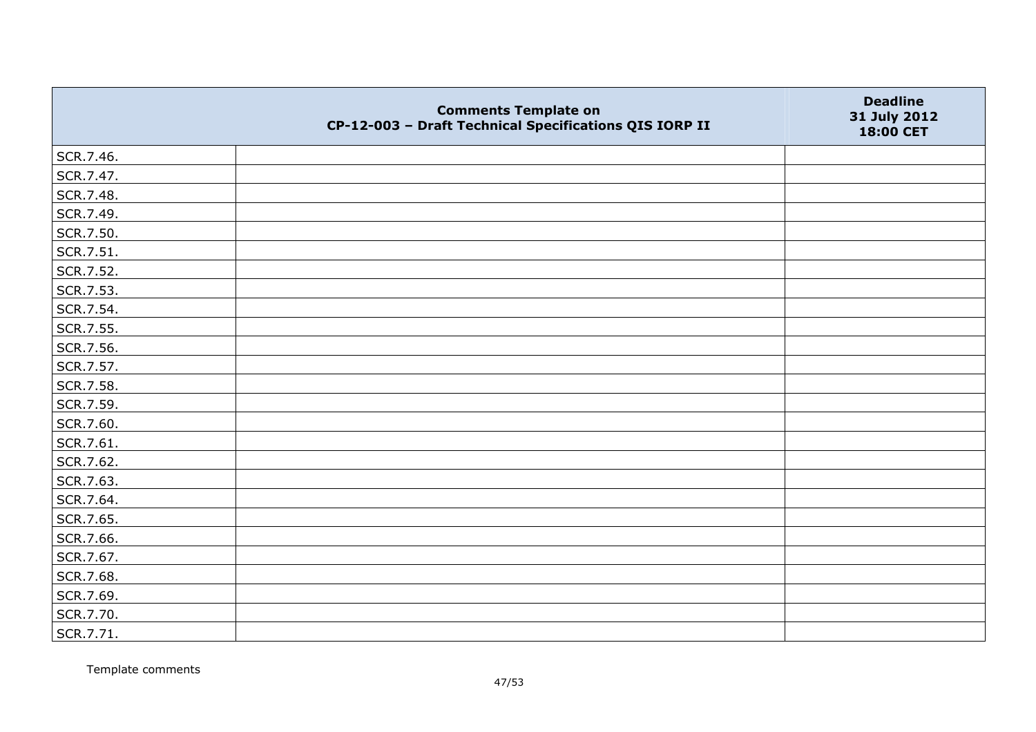| | Comments Template on CP-12-003 – Draft Technical Specifications QIS IORP II | Deadline 31 July 2012 18:00 CET |
|---|---|---|
| SCR.7.46. | | |
| SCR.7.47. | | |
| SCR.7.48. | | |
| SCR.7.49. | | |
| SCR.7.50. | | |
| SCR.7.51. | | |
| SCR.7.52. | | |
| SCR.7.53. | | |
| SCR.7.54. | | |
| SCR.7.55. | | |
| SCR.7.56. | | |
| SCR.7.57. | | |
| SCR.7.58. | | |
| SCR.7.59. | | |
| SCR.7.60. | | |
| SCR.7.61. | | |
| SCR.7.62. | | |
| SCR.7.63. | | |
| SCR.7.64. | | |
| SCR.7.65. | | |
| SCR.7.66. | | |
| SCR.7.67. | | |
| SCR.7.68. | | |
| SCR.7.69. | | |
| SCR.7.70. | | |
| SCR.7.71. | | |

Template comments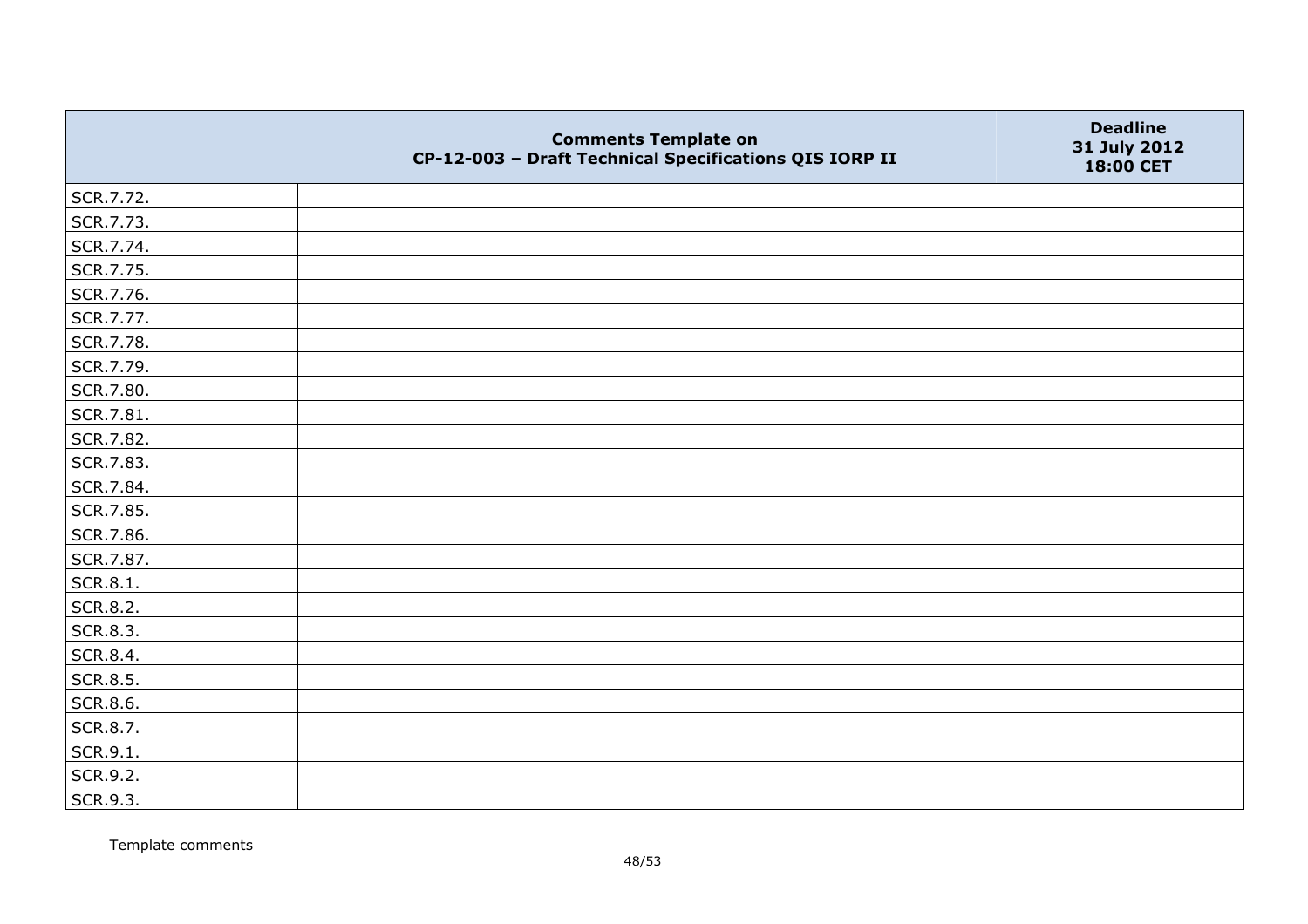| | Comments Template on CP-12-003 – Draft Technical Specifications QIS IORP II | Deadline 31 July 2012 18:00 CET |
|---|---|---|
| SCR.7.72. | | |
| SCR.7.73. | | |
| SCR.7.74. | | |
| SCR.7.75. | | |
| SCR.7.76. | | |
| SCR.7.77. | | |
| SCR.7.78. | | |
| SCR.7.79. | | |
| SCR.7.80. | | |
| SCR.7.81. | | |
| SCR.7.82. | | |
| SCR.7.83. | | |
| SCR.7.84. | | |
| SCR.7.85. | | |
| SCR.7.86. | | |
| SCR.7.87. | | |
| SCR.8.1. | | |
| SCR.8.2. | | |
| SCR.8.3. | | |
| SCR.8.4. | | |
| SCR.8.5. | | |
| SCR.8.6. | | |
| SCR.8.7. | | |
| SCR.9.1. | | |
| SCR.9.2. | | |
| SCR.9.3. | | |

Template comments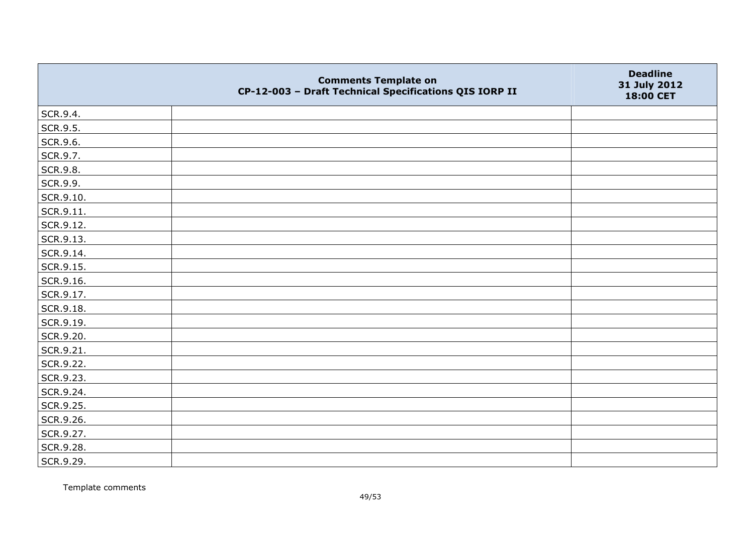|  | Comments Template on CP-12-003 – Draft Technical Specifications QIS IORP II | Deadline 31 July 2012 18:00 CET |
|---|---|---|
| SCR.9.4. |  |  |
| SCR.9.5. |  |  |
| SCR.9.6. |  |  |
| SCR.9.7. |  |  |
| SCR.9.8. |  |  |
| SCR.9.9. |  |  |
| SCR.9.10. |  |  |
| SCR.9.11. |  |  |
| SCR.9.12. |  |  |
| SCR.9.13. |  |  |
| SCR.9.14. |  |  |
| SCR.9.15. |  |  |
| SCR.9.16. |  |  |
| SCR.9.17. |  |  |
| SCR.9.18. |  |  |
| SCR.9.19. |  |  |
| SCR.9.20. |  |  |
| SCR.9.21. |  |  |
| SCR.9.22. |  |  |
| SCR.9.23. |  |  |
| SCR.9.24. |  |  |
| SCR.9.25. |  |  |
| SCR.9.26. |  |  |
| SCR.9.27. |  |  |
| SCR.9.28. |  |  |
| SCR.9.29. |  |  |

Template comments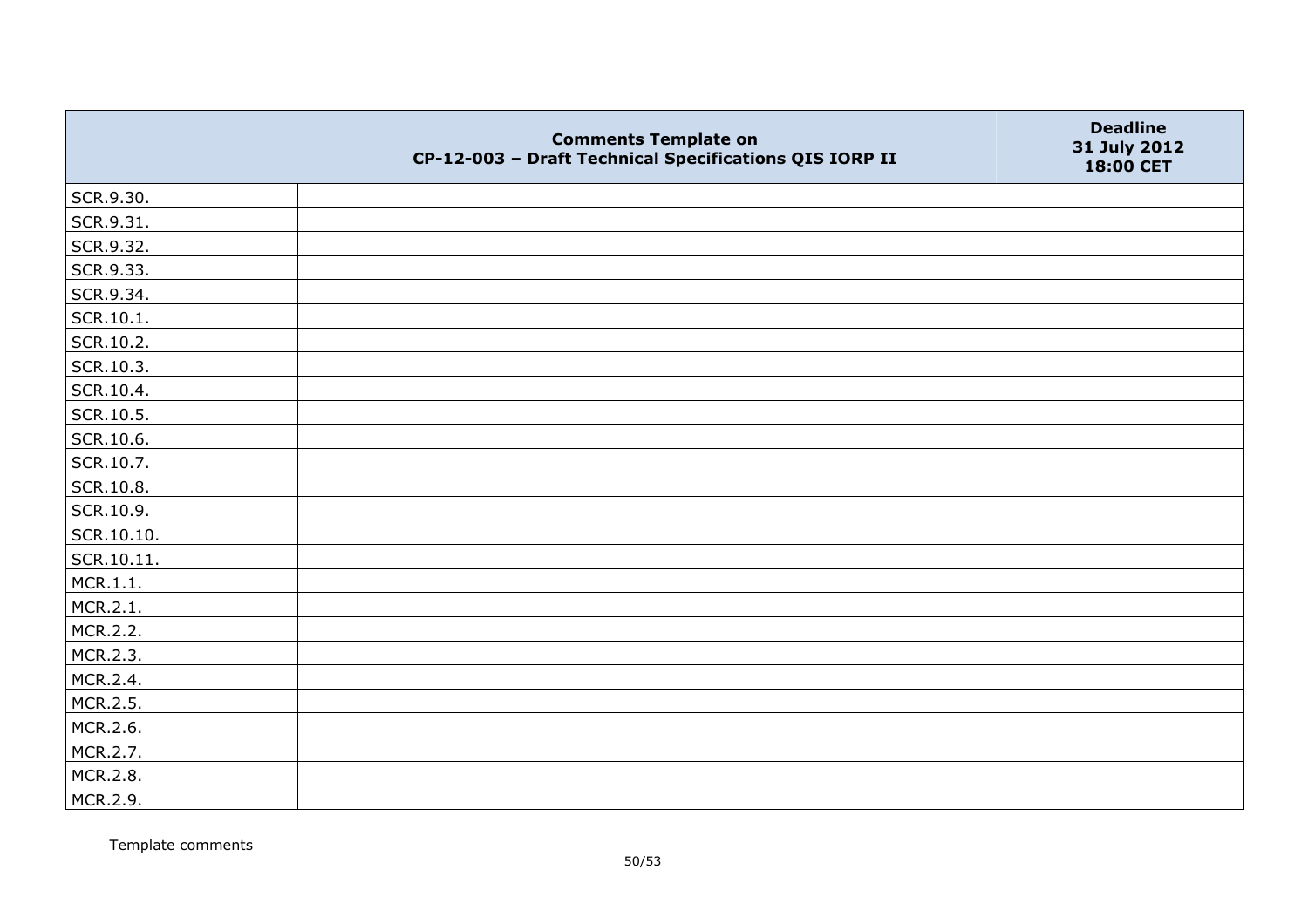| | Comments Template on CP-12-003 – Draft Technical Specifications QIS IORP II | Deadline 31 July 2012 18:00 CET |
|---|---|---|
| SCR.9.30. | | |
| SCR.9.31. | | |
| SCR.9.32. | | |
| SCR.9.33. | | |
| SCR.9.34. | | |
| SCR.10.1. | | |
| SCR.10.2. | | |
| SCR.10.3. | | |
| SCR.10.4. | | |
| SCR.10.5. | | |
| SCR.10.6. | | |
| SCR.10.7. | | |
| SCR.10.8. | | |
| SCR.10.9. | | |
| SCR.10.10. | | |
| SCR.10.11. | | |
| MCR.1.1. | | |
| MCR.2.1. | | |
| MCR.2.2. | | |
| MCR.2.3. | | |
| MCR.2.4. | | |
| MCR.2.5. | | |
| MCR.2.6. | | |
| MCR.2.7. | | |
| MCR.2.8. | | |
| MCR.2.9. | | |

Template comments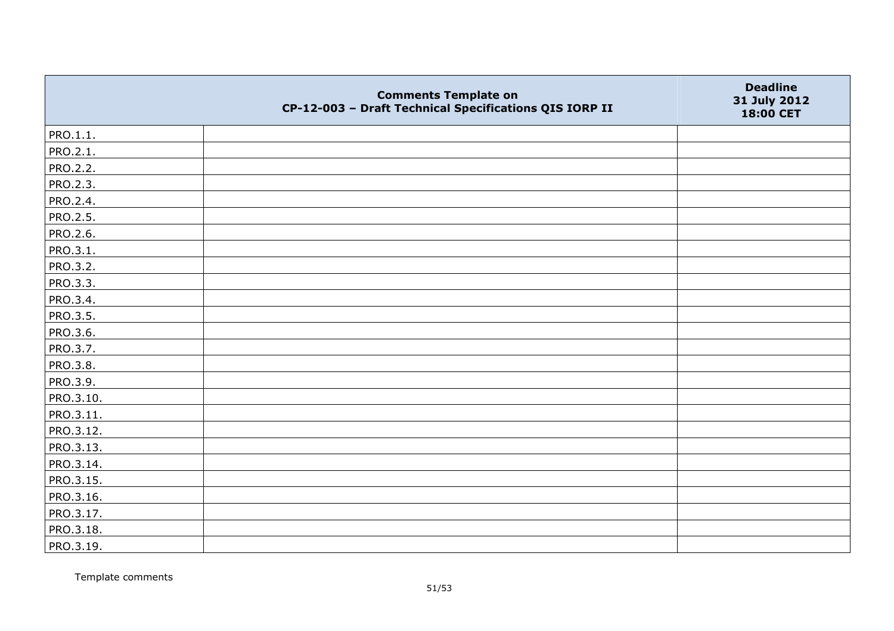|  | Comments Template on CP-12-003 – Draft Technical Specifications QIS IORP II | Deadline 31 July 2012 18:00 CET |
|---|---|---|
| PRO.1.1. |  |  |
| PRO.2.1. |  |  |
| PRO.2.2. |  |  |
| PRO.2.3. |  |  |
| PRO.2.4. |  |  |
| PRO.2.5. |  |  |
| PRO.2.6. |  |  |
| PRO.3.1. |  |  |
| PRO.3.2. |  |  |
| PRO.3.3. |  |  |
| PRO.3.4. |  |  |
| PRO.3.5. |  |  |
| PRO.3.6. |  |  |
| PRO.3.7. |  |  |
| PRO.3.8. |  |  |
| PRO.3.9. |  |  |
| PRO.3.10. |  |  |
| PRO.3.11. |  |  |
| PRO.3.12. |  |  |
| PRO.3.13. |  |  |
| PRO.3.14. |  |  |
| PRO.3.15. |  |  |
| PRO.3.16. |  |  |
| PRO.3.17. |  |  |
| PRO.3.18. |  |  |
| PRO.3.19. |  |  |

Template comments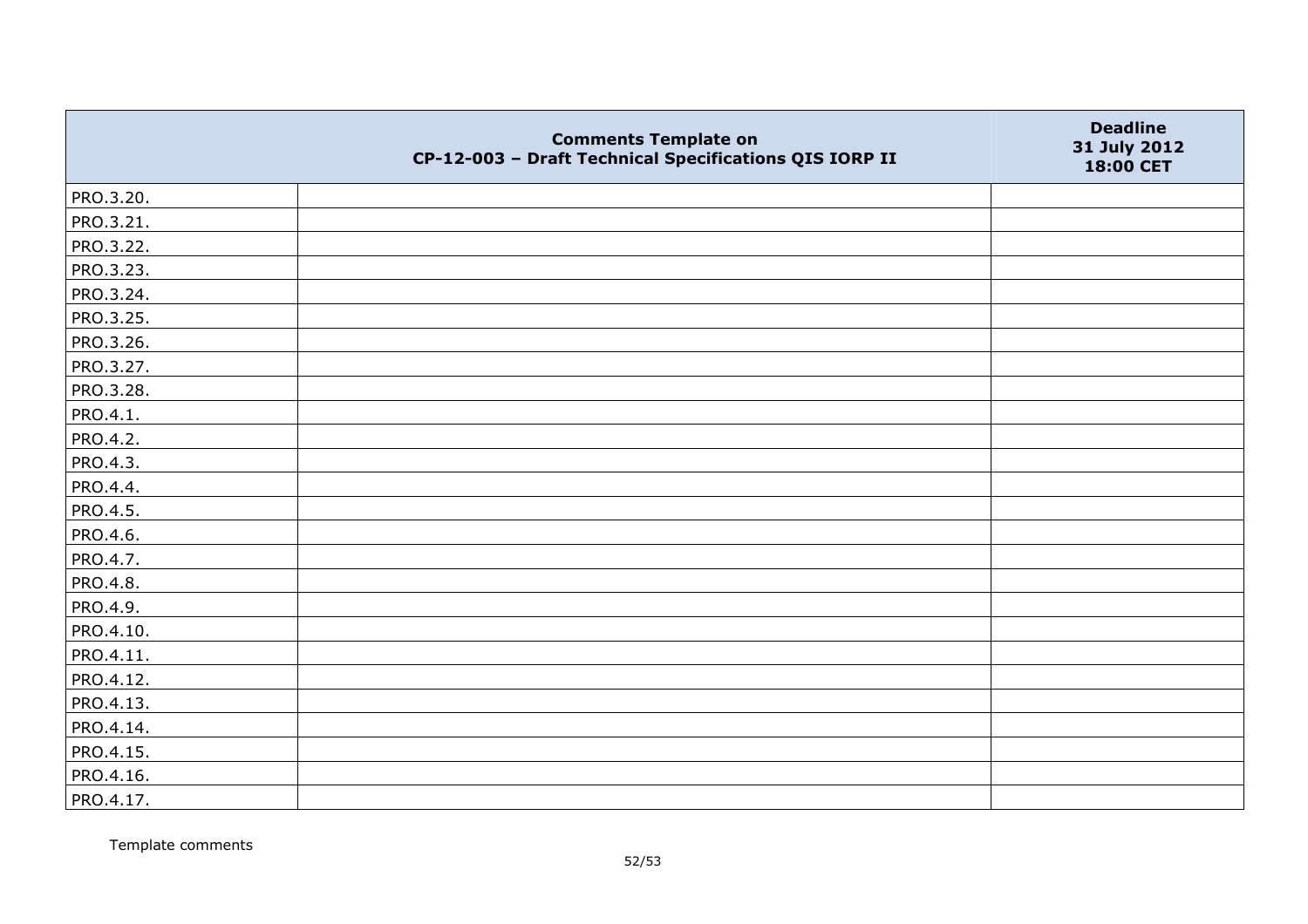| | Comments Template on<br>CP-12-003 – Draft Technical Specifications QIS IORP II | Deadline<br>31 July 2012<br>18:00 CET |
|---|---|---|
| PRO.3.20. | | |
| PRO.3.21. | | |
| PRO.3.22. | | |
| PRO.3.23. | | |
| PRO.3.24. | | |
| PRO.3.25. | | |
| PRO.3.26. | | |
| PRO.3.27. | | |
| PRO.3.28. | | |
| PRO.4.1. | | |
| PRO.4.2. | | |
| PRO.4.3. | | |
| PRO.4.4. | | |
| PRO.4.5. | | |
| PRO.4.6. | | |
| PRO.4.7. | | |
| PRO.4.8. | | |
| PRO.4.9. | | |
| PRO.4.10. | | |
| PRO.4.11. | | |
| PRO.4.12. | | |
| PRO.4.13. | | |
| PRO.4.14. | | |
| PRO.4.15. | | |
| PRO.4.16. | | |
| PRO.4.17. | | |

Template comments